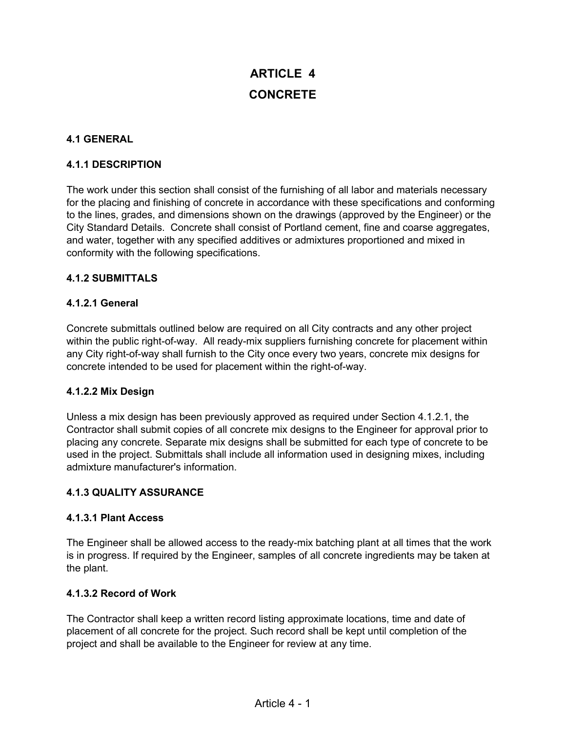# ARTICLE 4

# CONCRETE

## 4.1 GENERAL

### 4.1.1 DESCRIPTION

The work under this section shall consist of the furnishing of all labor and materials necessary for the placing and finishing of concrete in accordance with these specifications and conforming to the lines, grades, and dimensions shown on the drawings (approved by the Engineer) or the City Standard Details. Concrete shall consist of Portland cement, fine and coarse aggregates, and water, together with any specified additives or admixtures proportioned and mixed in conformity with the following specifications.

### 4.1.2 SUBMITTALS

#### 4.1.2.1 General

Concrete submittals outlined below are required on all City contracts and any other project within the public right-of-way. All ready-mix suppliers furnishing concrete for placement within any City right-of-way shall furnish to the City once every two years, concrete mix designs for concrete intended to be used for placement within the right-of-way.

#### 4.1.2.2 Mix Design

Unless a mix design has been previously approved as required under Section 4.1.2.1, the Contractor shall submit copies of all concrete mix designs to the Engineer for approval prior to placing any concrete. Separate mix designs shall be submitted for each type of concrete to be used in the project. Submittals shall include all information used in designing mixes, including admixture manufacturer's information.

### 4.1.3 QUALITY ASSURANCE

#### 4.1.3.1 Plant Access

The Engineer shall be allowed access to the ready-mix batching plant at all times that the work is in progress. If required by the Engineer, samples of all concrete ingredients may be taken at the plant.

#### 4.1.3.2 Record of Work

The Contractor shall keep a written record listing approximate locations, time and date of placement of all concrete for the project. Such record shall be kept until completion of the project and shall be available to the Engineer for review at any time.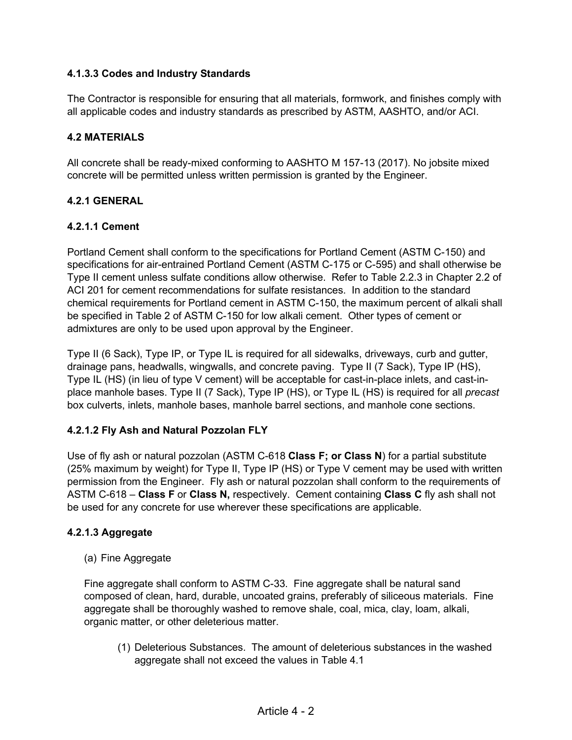#### 4.1.3.3 Codes and Industry Standards

The Contractor is responsible for ensuring that all materials, formwork, and finishes comply with all applicable codes and industry standards as prescribed by ASTM, AASHTO, and/or ACI.

## 4.2 MATERIALS

All concrete shall be ready-mixed conforming to AASHTO M 157-13 (2017). No jobsite mixed concrete will be permitted unless written permission is granted by the Engineer.

### 4.2.1 GENERAL

#### 4.2.1.1 Cement

Portland Cement shall conform to the specifications for Portland Cement (ASTM C-150) and specifications for air-entrained Portland Cement (ASTM C-175 or C-595) and shall otherwise be Type II cement unless sulfate conditions allow otherwise. Refer to Table 2.2.3 in Chapter 2.2 of ACI 201 for cement recommendations for sulfate resistances. In addition to the standard chemical requirements for Portland cement in ASTM C-150, the maximum percent of alkali shall be specified in Table 2 of ASTM C-150 for low alkali cement. Other types of cement or admixtures are only to be used upon approval by the Engineer.

Type II (6 Sack), Type IP, or Type IL is required for all sidewalks, driveways, curb and gutter, drainage pans, headwalls, wingwalls, and concrete paving. Type II (7 Sack), Type IP (HS), Type IL (HS) (in lieu of type V cement) will be acceptable for cast-in-place inlets, and cast-in-place manhole bases. Type II (7 Sack), Type IP (HS), or Type IL (HS) is required for all *precast* box culverts, inlets, manhole bases, manhole barrel sections, and manhole cone sections.

#### 4.2.1.2 Fly Ash and Natural Pozzolan FLY

Use of fly ash or natural pozzolan (ASTM C-618 **Class F; or Class N**) for a partial substitute (25% maximum by weight) for Type II, Type IP (HS) or Type V cement may be used with written permission from the Engineer. Fly ash or natural pozzolan shall conform to the requirements of ASTM C-618 – **Class F** or **Class N,** respectively. Cement containing **Class C** fly ash shall not be used for any concrete for use wherever these specifications are applicable.

#### 4.2.1.3 Aggregate

(a) Fine Aggregate

Fine aggregate shall conform to ASTM C-33. Fine aggregate shall be natural sand composed of clean, hard, durable, uncoated grains, preferably of siliceous materials. Fine aggregate shall be thoroughly washed to remove shale, coal, mica, clay, loam, alkali, organic matter, or other deleterious matter.

(1) Deleterious Substances. The amount of deleterious substances in the washed aggregate shall not exceed the values in Table 4.1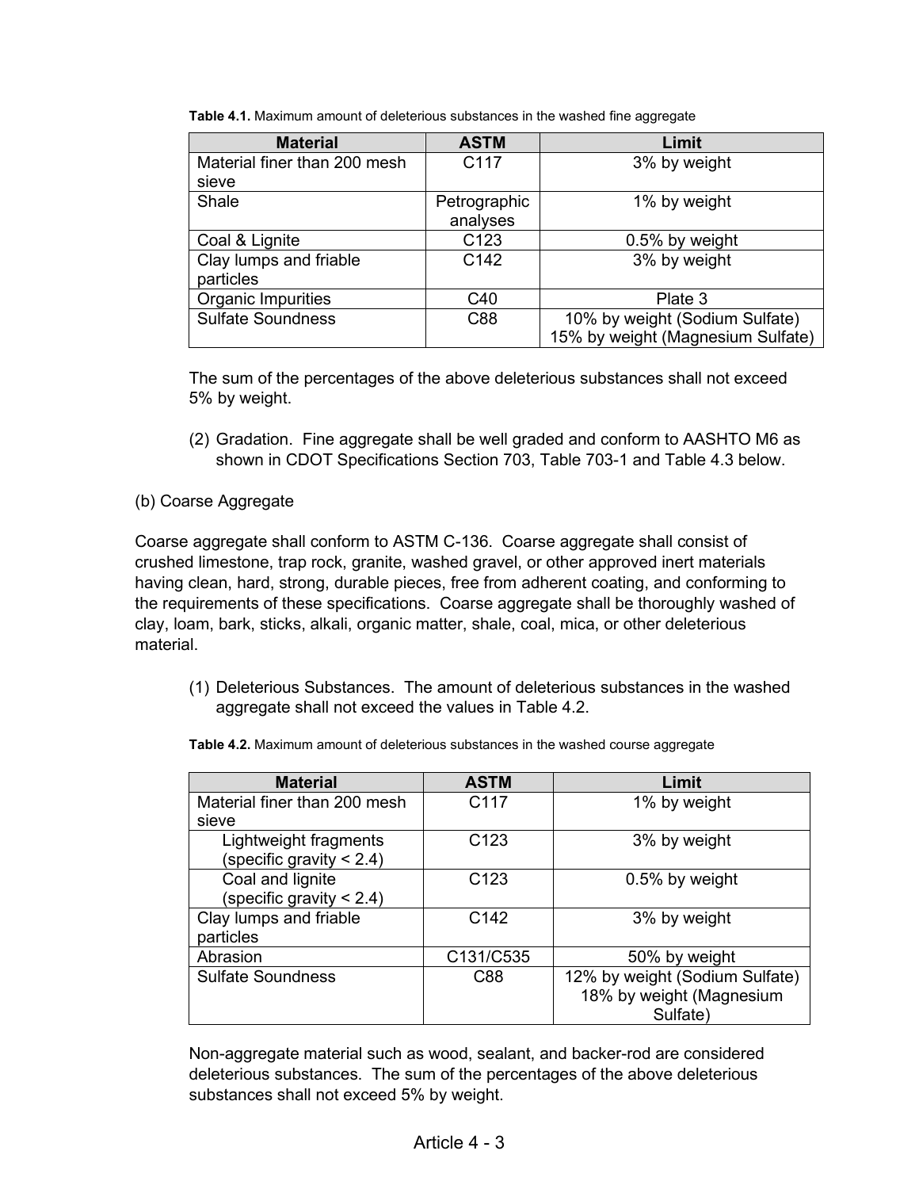**Table 4.1.** Maximum amount of deleterious substances in the washed fine aggregate

| Material | ASTM | Limit |
|---|---|---|
| Material finer than 200 mesh sieve | C117 | 3% by weight |
| Shale | Petrographic analyses | 1% by weight |
| Coal & Lignite | C123 | 0.5% by weight |
| Clay lumps and friable particles | C142 | 3% by weight |
| Organic Impurities | C40 | Plate 3 |
| Sulfate Soundness | C88 | 10% by weight (Sodium Sulfate) 15% by weight (Magnesium Sulfate) |

The sum of the percentages of the above deleterious substances shall not exceed 5% by weight.

(2) Gradation. Fine aggregate shall be well graded and conform to AASHTO M6 as shown in CDOT Specifications Section 703, Table 703-1 and Table 4.3 below.

(b) Coarse Aggregate

Coarse aggregate shall conform to ASTM C-136. Coarse aggregate shall consist of crushed limestone, trap rock, granite, washed gravel, or other approved inert materials having clean, hard, strong, durable pieces, free from adherent coating, and conforming to the requirements of these specifications. Coarse aggregate shall be thoroughly washed of clay, loam, bark, sticks, alkali, organic matter, shale, coal, mica, or other deleterious material.

(1) Deleterious Substances. The amount of deleterious substances in the washed aggregate shall not exceed the values in Table 4.2.

**Table 4.2.** Maximum amount of deleterious substances in the washed course aggregate

| Material | ASTM | Limit |
|---|---|---|
| Material finer than 200 mesh sieve | C117 | 1% by weight |
| Lightweight fragments (specific gravity < 2.4) | C123 | 3% by weight |
| Coal and lignite (specific gravity < 2.4) | C123 | 0.5% by weight |
| Clay lumps and friable particles | C142 | 3% by weight |
| Abrasion | C131/C535 | 50% by weight |
| Sulfate Soundness | C88 | 12% by weight (Sodium Sulfate) 18% by weight (Magnesium Sulfate) |

Non-aggregate material such as wood, sealant, and backer-rod are considered deleterious substances. The sum of the percentages of the above deleterious substances shall not exceed 5% by weight.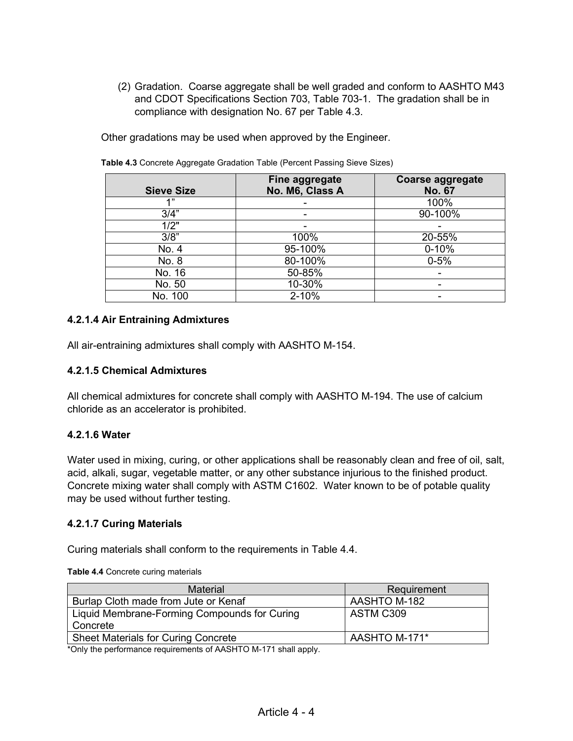(2) Gradation. Coarse aggregate shall be well graded and conform to AASHTO M43 and CDOT Specifications Section 703, Table 703-1. The gradation shall be in compliance with designation No. 67 per Table 4.3.

Other gradations may be used when approved by the Engineer.

**Table 4.3** Concrete Aggregate Gradation Table (Percent Passing Sieve Sizes)

| Sieve Size | Fine aggregate No. M6, Class A | Coarse aggregate No. 67 |
|---|---|---|
| 1" | - | 100% |
| 3/4" | - | 90-100% |
| 1/2" | - | - |
| 3/8" | 100% | 20-55% |
| No. 4 | 95-100% | 0-10% |
| No. 8 | 80-100% | 0-5% |
| No. 16 | 50-85% | - |
| No. 50 | 10-30% | - |
| No. 100 | 2-10% | - |

#### 4.2.1.4 Air Entraining Admixtures

All air-entraining admixtures shall comply with AASHTO M-154.

#### 4.2.1.5 Chemical Admixtures

All chemical admixtures for concrete shall comply with AASHTO M-194. The use of calcium chloride as an accelerator is prohibited.

#### 4.2.1.6 Water

Water used in mixing, curing, or other applications shall be reasonably clean and free of oil, salt, acid, alkali, sugar, vegetable matter, or any other substance injurious to the finished product. Concrete mixing water shall comply with ASTM C1602. Water known to be of potable quality may be used without further testing.

#### 4.2.1.7 Curing Materials

Curing materials shall conform to the requirements in Table 4.4.

**Table 4.4** Concrete curing materials

| Material | Requirement |
|---|---|
| Burlap Cloth made from Jute or Kenaf | AASHTO M-182 |
| Liquid Membrane-Forming Compounds for Curing Concrete | ASTM C309 |
| Sheet Materials for Curing Concrete | AASHTO M-171* |

*Only the performance requirements of AASHTO M-171 shall apply.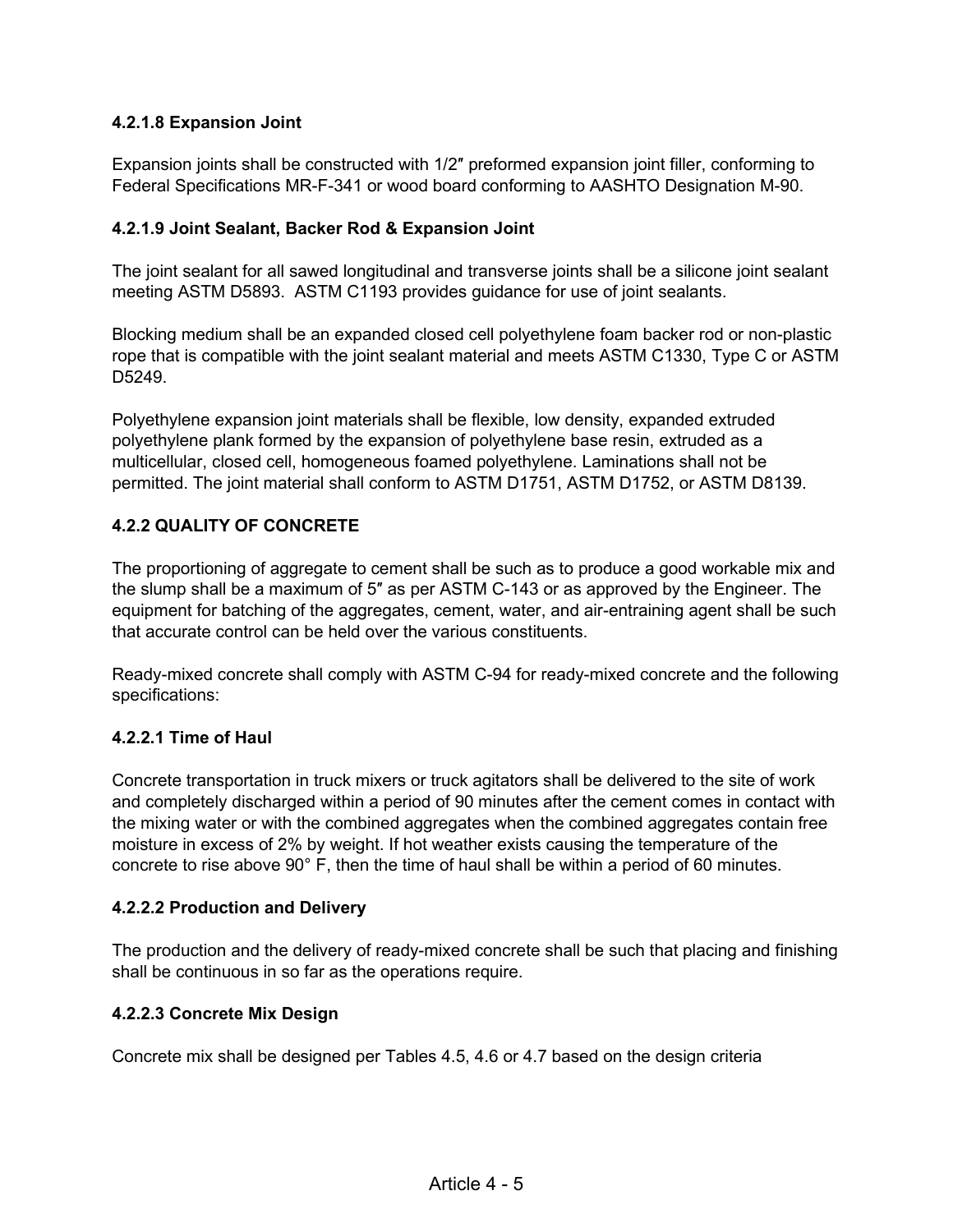#### 4.2.1.8 Expansion Joint

Expansion joints shall be constructed with 1/2″ preformed expansion joint filler, conforming to Federal Specifications MR-F-341 or wood board conforming to AASHTO Designation M-90.

#### 4.2.1.9 Joint Sealant, Backer Rod & Expansion Joint

The joint sealant for all sawed longitudinal and transverse joints shall be a silicone joint sealant meeting ASTM D5893. ASTM C1193 provides guidance for use of joint sealants.

Blocking medium shall be an expanded closed cell polyethylene foam backer rod or non-plastic rope that is compatible with the joint sealant material and meets ASTM C1330, Type C or ASTM D5249.

Polyethylene expansion joint materials shall be flexible, low density, expanded extruded polyethylene plank formed by the expansion of polyethylene base resin, extruded as a multicellular, closed cell, homogeneous foamed polyethylene. Laminations shall not be permitted. The joint material shall conform to ASTM D1751, ASTM D1752, or ASTM D8139.

### 4.2.2 QUALITY OF CONCRETE

The proportioning of aggregate to cement shall be such as to produce a good workable mix and the slump shall be a maximum of 5″ as per ASTM C-143 or as approved by the Engineer. The equipment for batching of the aggregates, cement, water, and air-entraining agent shall be such that accurate control can be held over the various constituents.

Ready-mixed concrete shall comply with ASTM C-94 for ready-mixed concrete and the following specifications:

#### 4.2.2.1 Time of Haul

Concrete transportation in truck mixers or truck agitators shall be delivered to the site of work and completely discharged within a period of 90 minutes after the cement comes in contact with the mixing water or with the combined aggregates when the combined aggregates contain free moisture in excess of 2% by weight. If hot weather exists causing the temperature of the concrete to rise above 90° F, then the time of haul shall be within a period of 60 minutes.

#### 4.2.2.2 Production and Delivery

The production and the delivery of ready-mixed concrete shall be such that placing and finishing shall be continuous in so far as the operations require.

#### 4.2.2.3 Concrete Mix Design

Concrete mix shall be designed per Tables 4.5, 4.6 or 4.7 based on the design criteria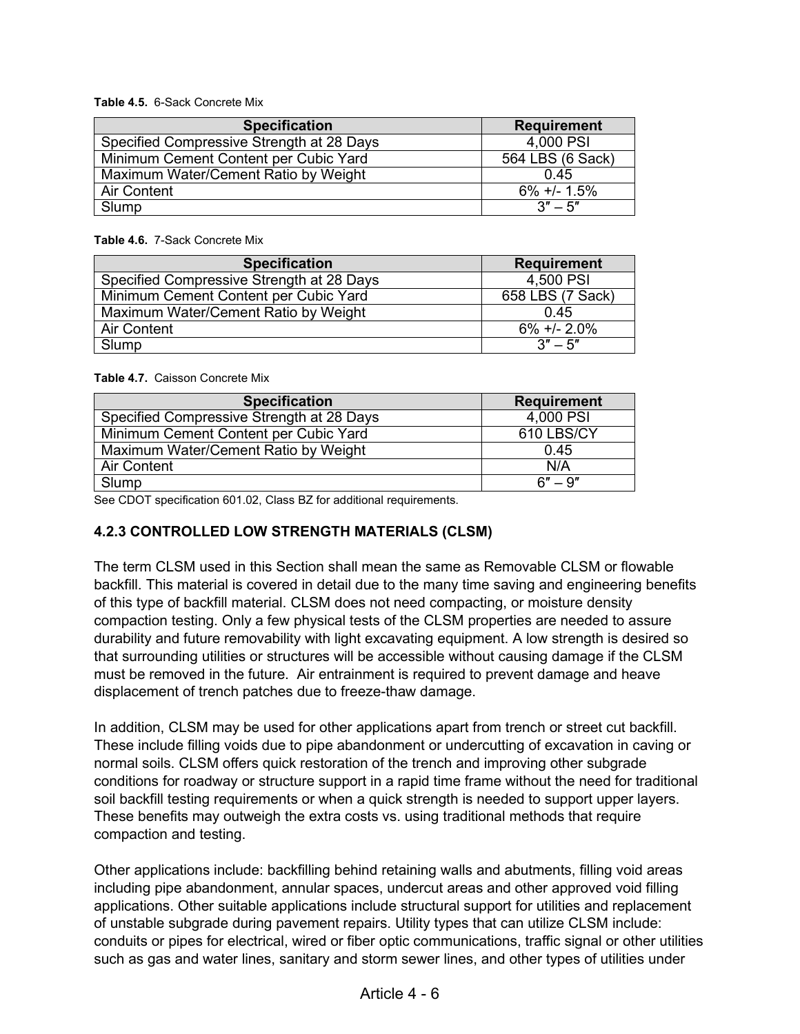**Table 4.5.** 6-Sack Concrete Mix

| Specification | Requirement |
|---|---|
| Specified Compressive Strength at 28 Days | 4,000 PSI |
| Minimum Cement Content per Cubic Yard | 564 LBS (6 Sack) |
| Maximum Water/Cement Ratio by Weight | 0.45 |
| Air Content | 6% +/- 1.5% |
| Slump | 3″ – 5″ |

**Table 4.6.** 7-Sack Concrete Mix

| Specification | Requirement |
|---|---|
| Specified Compressive Strength at 28 Days | 4,500 PSI |
| Minimum Cement Content per Cubic Yard | 658 LBS (7 Sack) |
| Maximum Water/Cement Ratio by Weight | 0.45 |
| Air Content | 6% +/- 2.0% |
| Slump | 3″ – 5″ |

**Table 4.7.** Caisson Concrete Mix

| Specification | Requirement |
|---|---|
| Specified Compressive Strength at 28 Days | 4,000 PSI |
| Minimum Cement Content per Cubic Yard | 610 LBS/CY |
| Maximum Water/Cement Ratio by Weight | 0.45 |
| Air Content | N/A |
| Slump | 6″ – 9″ |

See CDOT specification 601.02, Class BZ for additional requirements.

### 4.2.3 CONTROLLED LOW STRENGTH MATERIALS (CLSM)

The term CLSM used in this Section shall mean the same as Removable CLSM or flowable backfill. This material is covered in detail due to the many time saving and engineering benefits of this type of backfill material. CLSM does not need compacting, or moisture density compaction testing. Only a few physical tests of the CLSM properties are needed to assure durability and future removability with light excavating equipment. A low strength is desired so that surrounding utilities or structures will be accessible without causing damage if the CLSM must be removed in the future. Air entrainment is required to prevent damage and heave displacement of trench patches due to freeze-thaw damage.

In addition, CLSM may be used for other applications apart from trench or street cut backfill. These include filling voids due to pipe abandonment or undercutting of excavation in caving or normal soils. CLSM offers quick restoration of the trench and improving other subgrade conditions for roadway or structure support in a rapid time frame without the need for traditional soil backfill testing requirements or when a quick strength is needed to support upper layers. These benefits may outweigh the extra costs vs. using traditional methods that require compaction and testing.

Other applications include: backfilling behind retaining walls and abutments, filling void areas including pipe abandonment, annular spaces, undercut areas and other approved void filling applications. Other suitable applications include structural support for utilities and replacement of unstable subgrade during pavement repairs. Utility types that can utilize CLSM include: conduits or pipes for electrical, wired or fiber optic communications, traffic signal or other utilities such as gas and water lines, sanitary and storm sewer lines, and other types of utilities under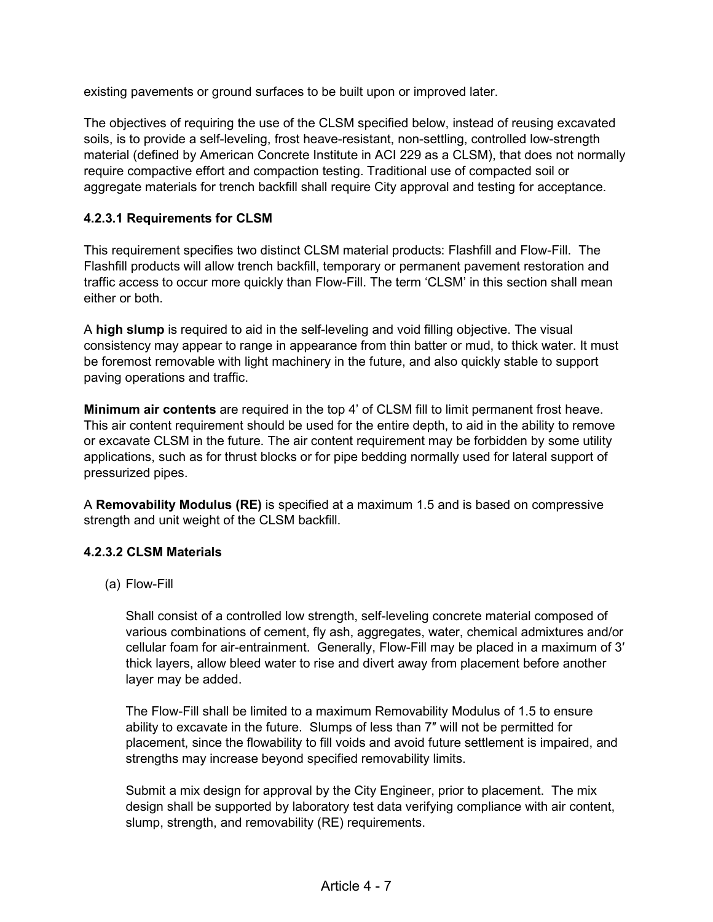existing pavements or ground surfaces to be built upon or improved later.

The objectives of requiring the use of the CLSM specified below, instead of reusing excavated soils, is to provide a self-leveling, frost heave-resistant, non-settling, controlled low-strength material (defined by American Concrete Institute in ACI 229 as a CLSM), that does not normally require compactive effort and compaction testing. Traditional use of compacted soil or aggregate materials for trench backfill shall require City approval and testing for acceptance.

#### 4.2.3.1 Requirements for CLSM

This requirement specifies two distinct CLSM material products: Flashfill and Flow-Fill. The Flashfill products will allow trench backfill, temporary or permanent pavement restoration and traffic access to occur more quickly than Flow-Fill. The term 'CLSM' in this section shall mean either or both.

A **high slump** is required to aid in the self-leveling and void filling objective. The visual consistency may appear to range in appearance from thin batter or mud, to thick water. It must be foremost removable with light machinery in the future, and also quickly stable to support paving operations and traffic.

**Minimum air contents** are required in the top 4' of CLSM fill to limit permanent frost heave. This air content requirement should be used for the entire depth, to aid in the ability to remove or excavate CLSM in the future. The air content requirement may be forbidden by some utility applications, such as for thrust blocks or for pipe bedding normally used for lateral support of pressurized pipes.

A **Removability Modulus (RE)** is specified at a maximum 1.5 and is based on compressive strength and unit weight of the CLSM backfill.

#### 4.2.3.2 CLSM Materials

(a) Flow-Fill

Shall consist of a controlled low strength, self-leveling concrete material composed of various combinations of cement, fly ash, aggregates, water, chemical admixtures and/or cellular foam for air-entrainment. Generally, Flow-Fill may be placed in a maximum of 3′ thick layers, allow bleed water to rise and divert away from placement before another layer may be added.

The Flow-Fill shall be limited to a maximum Removability Modulus of 1.5 to ensure ability to excavate in the future. Slumps of less than 7″ will not be permitted for placement, since the flowability to fill voids and avoid future settlement is impaired, and strengths may increase beyond specified removability limits.

Submit a mix design for approval by the City Engineer, prior to placement. The mix design shall be supported by laboratory test data verifying compliance with air content, slump, strength, and removability (RE) requirements.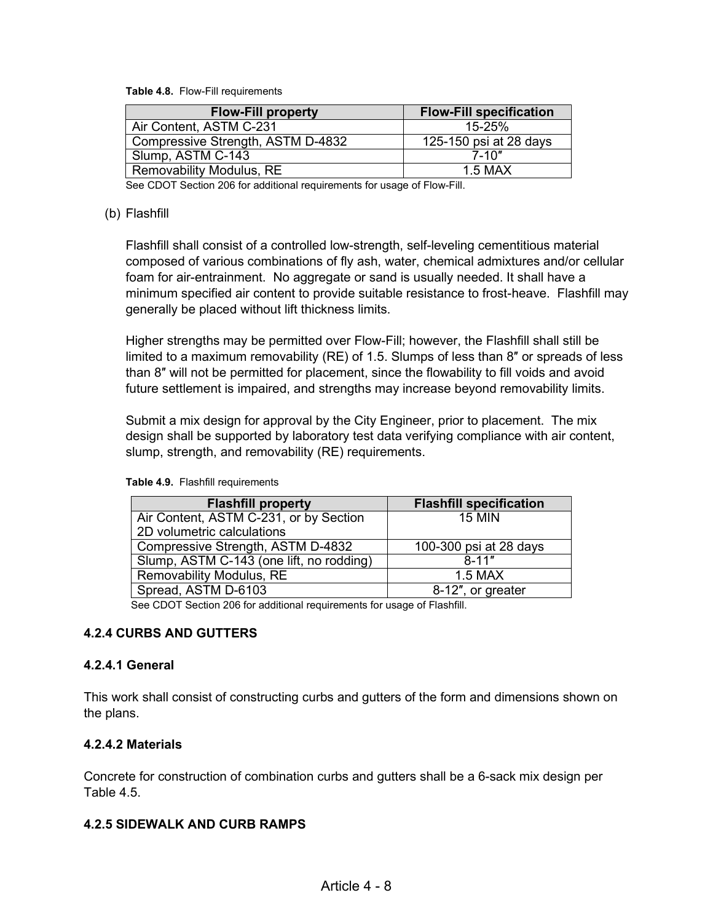**Table 4.8.** Flow-Fill requirements

| Flow-Fill property | Flow-Fill specification |
|---|---|
| Air Content, ASTM C-231 | 15-25% |
| Compressive Strength, ASTM D-4832 | 125-150 psi at 28 days |
| Slump, ASTM C-143 | 7-10″ |
| Removability Modulus, RE | 1.5 MAX |

See CDOT Section 206 for additional requirements for usage of Flow-Fill.

(b) Flashfill

Flashfill shall consist of a controlled low-strength, self-leveling cementitious material composed of various combinations of fly ash, water, chemical admixtures and/or cellular foam for air-entrainment. No aggregate or sand is usually needed. It shall have a minimum specified air content to provide suitable resistance to frost-heave. Flashfill may generally be placed without lift thickness limits.

Higher strengths may be permitted over Flow-Fill; however, the Flashfill shall still be limited to a maximum removability (RE) of 1.5. Slumps of less than 8″ or spreads of less than 8″ will not be permitted for placement, since the flowability to fill voids and avoid future settlement is impaired, and strengths may increase beyond removability limits.

Submit a mix design for approval by the City Engineer, prior to placement. The mix design shall be supported by laboratory test data verifying compliance with air content, slump, strength, and removability (RE) requirements.

**Table 4.9.** Flashfill requirements

| Flashfill property | Flashfill specification |
|---|---|
| Air Content, ASTM C-231, or by Section 2D volumetric calculations | 15 MIN |
| Compressive Strength, ASTM D-4832 | 100-300 psi at 28 days |
| Slump, ASTM C-143 (one lift, no rodding) | 8-11″ |
| Removability Modulus, RE | 1.5 MAX |
| Spread, ASTM D-6103 | 8-12″, or greater |

See CDOT Section 206 for additional requirements for usage of Flashfill.

### 4.2.4 CURBS AND GUTTERS

#### 4.2.4.1 General

This work shall consist of constructing curbs and gutters of the form and dimensions shown on the plans.

#### 4.2.4.2 Materials

Concrete for construction of combination curbs and gutters shall be a 6-sack mix design per Table 4.5.

### 4.2.5 SIDEWALK AND CURB RAMPS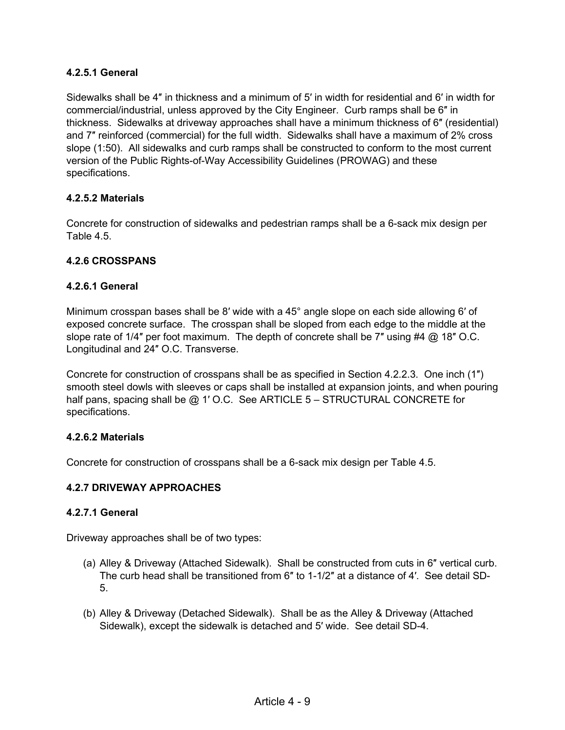#### 4.2.5.1 General

Sidewalks shall be 4″ in thickness and a minimum of 5′ in width for residential and 6′ in width for commercial/industrial, unless approved by the City Engineer. Curb ramps shall be 6″ in thickness. Sidewalks at driveway approaches shall have a minimum thickness of 6″ (residential) and 7″ reinforced (commercial) for the full width. Sidewalks shall have a maximum of 2% cross slope (1:50). All sidewalks and curb ramps shall be constructed to conform to the most current version of the Public Rights-of-Way Accessibility Guidelines (PROWAG) and these specifications.

#### 4.2.5.2 Materials

Concrete for construction of sidewalks and pedestrian ramps shall be a 6-sack mix design per Table 4.5.

### 4.2.6 CROSSPANS

#### 4.2.6.1 General

Minimum crosspan bases shall be 8′ wide with a 45° angle slope on each side allowing 6′ of exposed concrete surface. The crosspan shall be sloped from each edge to the middle at the slope rate of 1/4″ per foot maximum. The depth of concrete shall be 7″ using #4 @ 18″ O.C. Longitudinal and 24″ O.C. Transverse.

Concrete for construction of crosspans shall be as specified in Section 4.2.2.3. One inch (1″) smooth steel dowls with sleeves or caps shall be installed at expansion joints, and when pouring half pans, spacing shall be @ 1′ O.C. See ARTICLE 5 – STRUCTURAL CONCRETE for specifications.

#### 4.2.6.2 Materials

Concrete for construction of crosspans shall be a 6-sack mix design per Table 4.5.

### 4.2.7 DRIVEWAY APPROACHES

#### 4.2.7.1 General

Driveway approaches shall be of two types:

(a) Alley & Driveway (Attached Sidewalk). Shall be constructed from cuts in 6″ vertical curb. The curb head shall be transitioned from 6″ to 1-1/2″ at a distance of 4′. See detail SD-5.

(b) Alley & Driveway (Detached Sidewalk). Shall be as the Alley & Driveway (Attached Sidewalk), except the sidewalk is detached and 5′ wide. See detail SD-4.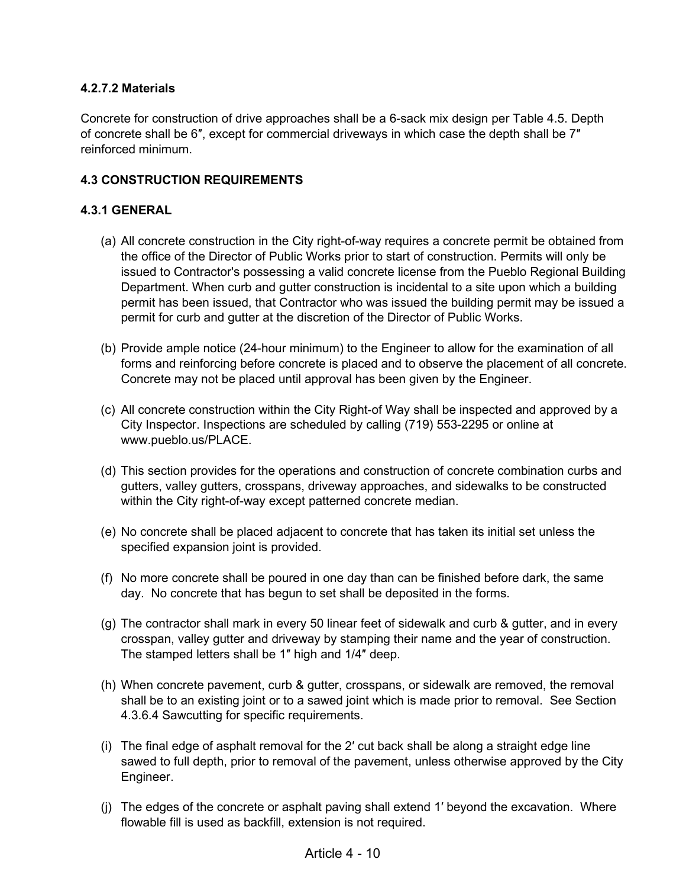#### 4.2.7.2 Materials

Concrete for construction of drive approaches shall be a 6-sack mix design per Table 4.5. Depth of concrete shall be 6″, except for commercial driveways in which case the depth shall be 7″ reinforced minimum.

## 4.3 CONSTRUCTION REQUIREMENTS

### 4.3.1 GENERAL

(a) All concrete construction in the City right-of-way requires a concrete permit be obtained from the office of the Director of Public Works prior to start of construction. Permits will only be issued to Contractor's possessing a valid concrete license from the Pueblo Regional Building Department. When curb and gutter construction is incidental to a site upon which a building permit has been issued, that Contractor who was issued the building permit may be issued a permit for curb and gutter at the discretion of the Director of Public Works.

(b) Provide ample notice (24-hour minimum) to the Engineer to allow for the examination of all forms and reinforcing before concrete is placed and to observe the placement of all concrete. Concrete may not be placed until approval has been given by the Engineer.

(c) All concrete construction within the City Right-of Way shall be inspected and approved by a City Inspector. Inspections are scheduled by calling (719) 553-2295 or online at www.pueblo.us/PLACE.

(d) This section provides for the operations and construction of concrete combination curbs and gutters, valley gutters, crosspans, driveway approaches, and sidewalks to be constructed within the City right-of-way except patterned concrete median.

(e) No concrete shall be placed adjacent to concrete that has taken its initial set unless the specified expansion joint is provided.

(f) No more concrete shall be poured in one day than can be finished before dark, the same day. No concrete that has begun to set shall be deposited in the forms.

(g) The contractor shall mark in every 50 linear feet of sidewalk and curb & gutter, and in every crosspan, valley gutter and driveway by stamping their name and the year of construction. The stamped letters shall be 1″ high and 1/4″ deep.

(h) When concrete pavement, curb & gutter, crosspans, or sidewalk are removed, the removal shall be to an existing joint or to a sawed joint which is made prior to removal. See Section 4.3.6.4 Sawcutting for specific requirements.

(i) The final edge of asphalt removal for the 2′ cut back shall be along a straight edge line sawed to full depth, prior to removal of the pavement, unless otherwise approved by the City Engineer.

(j) The edges of the concrete or asphalt paving shall extend 1′ beyond the excavation. Where flowable fill is used as backfill, extension is not required.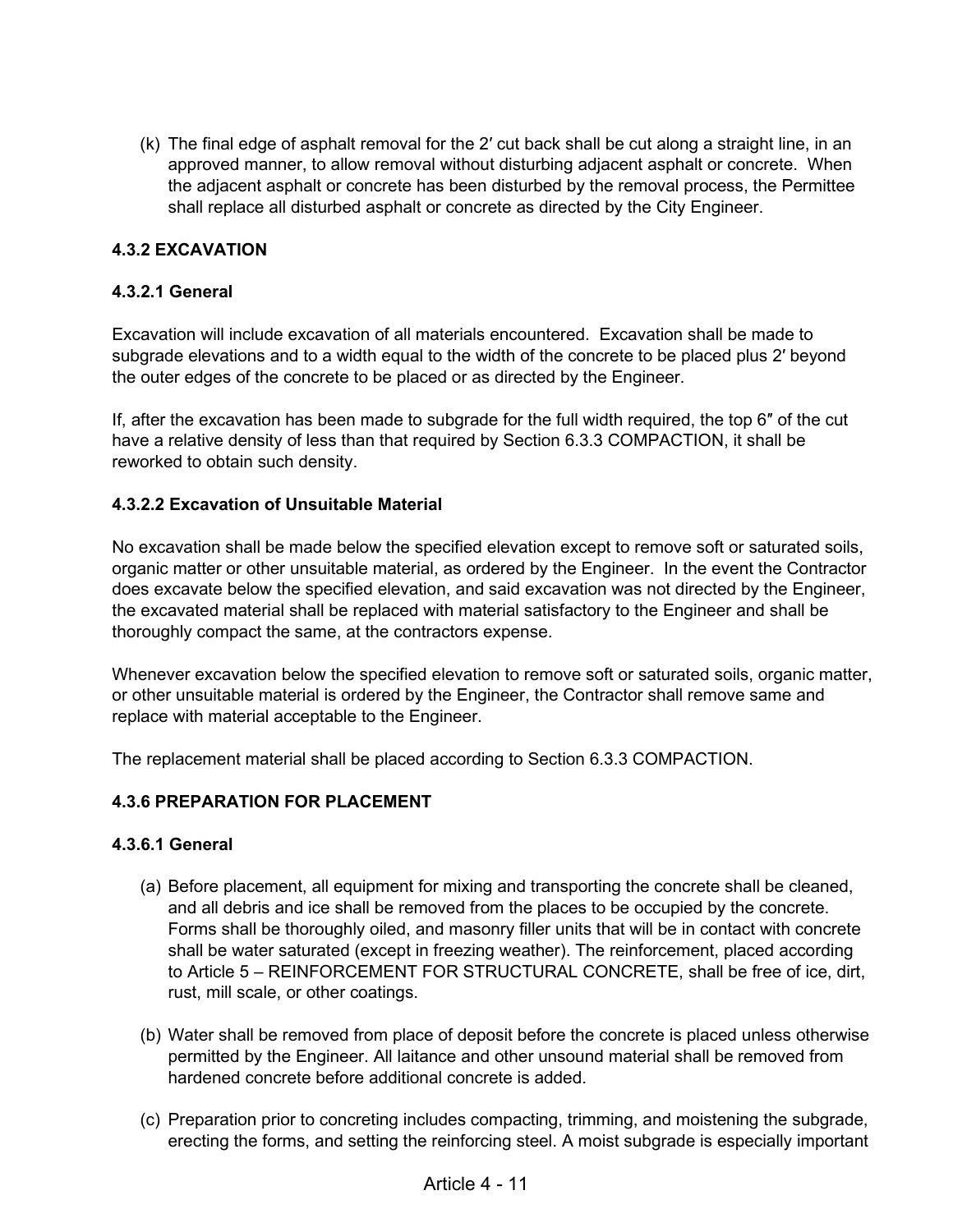(k) The final edge of asphalt removal for the 2′ cut back shall be cut along a straight line, in an approved manner, to allow removal without disturbing adjacent asphalt or concrete. When the adjacent asphalt or concrete has been disturbed by the removal process, the Permittee shall replace all disturbed asphalt or concrete as directed by the City Engineer.

### 4.3.2 EXCAVATION

#### 4.3.2.1 General

Excavation will include excavation of all materials encountered. Excavation shall be made to subgrade elevations and to a width equal to the width of the concrete to be placed plus 2′ beyond the outer edges of the concrete to be placed or as directed by the Engineer.

If, after the excavation has been made to subgrade for the full width required, the top 6″ of the cut have a relative density of less than that required by Section 6.3.3 COMPACTION, it shall be reworked to obtain such density.

#### 4.3.2.2 Excavation of Unsuitable Material

No excavation shall be made below the specified elevation except to remove soft or saturated soils, organic matter or other unsuitable material, as ordered by the Engineer. In the event the Contractor does excavate below the specified elevation, and said excavation was not directed by the Engineer, the excavated material shall be replaced with material satisfactory to the Engineer and shall be thoroughly compact the same, at the contractors expense.

Whenever excavation below the specified elevation to remove soft or saturated soils, organic matter, or other unsuitable material is ordered by the Engineer, the Contractor shall remove same and replace with material acceptable to the Engineer.

The replacement material shall be placed according to Section 6.3.3 COMPACTION.

### 4.3.6 PREPARATION FOR PLACEMENT

#### 4.3.6.1 General

(a) Before placement, all equipment for mixing and transporting the concrete shall be cleaned, and all debris and ice shall be removed from the places to be occupied by the concrete. Forms shall be thoroughly oiled, and masonry filler units that will be in contact with concrete shall be water saturated (except in freezing weather). The reinforcement, placed according to Article 5 – REINFORCEMENT FOR STRUCTURAL CONCRETE, shall be free of ice, dirt, rust, mill scale, or other coatings.

(b) Water shall be removed from place of deposit before the concrete is placed unless otherwise permitted by the Engineer. All laitance and other unsound material shall be removed from hardened concrete before additional concrete is added.

(c) Preparation prior to concreting includes compacting, trimming, and moistening the subgrade, erecting the forms, and setting the reinforcing steel. A moist subgrade is especially important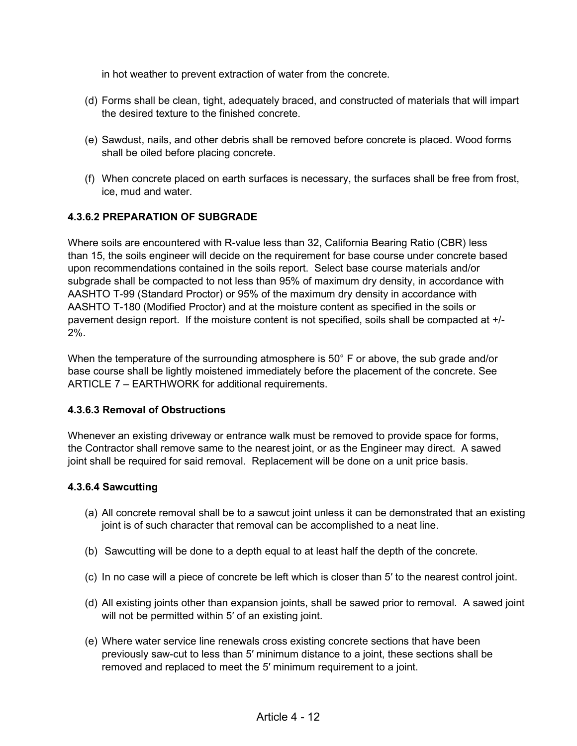in hot weather to prevent extraction of water from the concrete.

(d) Forms shall be clean, tight, adequately braced, and constructed of materials that will impart the desired texture to the finished concrete.

(e) Sawdust, nails, and other debris shall be removed before concrete is placed. Wood forms shall be oiled before placing concrete.

(f) When concrete placed on earth surfaces is necessary, the surfaces shall be free from frost, ice, mud and water.

#### 4.3.6.2 PREPARATION OF SUBGRADE

Where soils are encountered with R-value less than 32, California Bearing Ratio (CBR) less than 15, the soils engineer will decide on the requirement for base course under concrete based upon recommendations contained in the soils report. Select base course materials and/or subgrade shall be compacted to not less than 95% of maximum dry density, in accordance with AASHTO T-99 (Standard Proctor) or 95% of the maximum dry density in accordance with AASHTO T-180 (Modified Proctor) and at the moisture content as specified in the soils or pavement design report. If the moisture content is not specified, soils shall be compacted at +/- 2%.

When the temperature of the surrounding atmosphere is 50° F or above, the sub grade and/or base course shall be lightly moistened immediately before the placement of the concrete. See ARTICLE 7 – EARTHWORK for additional requirements.

#### 4.3.6.3 Removal of Obstructions

Whenever an existing driveway or entrance walk must be removed to provide space for forms, the Contractor shall remove same to the nearest joint, or as the Engineer may direct. A sawed joint shall be required for said removal. Replacement will be done on a unit price basis.

#### 4.3.6.4 Sawcutting

(a) All concrete removal shall be to a sawcut joint unless it can be demonstrated that an existing joint is of such character that removal can be accomplished to a neat line.

(b) Sawcutting will be done to a depth equal to at least half the depth of the concrete.

(c) In no case will a piece of concrete be left which is closer than 5′ to the nearest control joint.

(d) All existing joints other than expansion joints, shall be sawed prior to removal. A sawed joint will not be permitted within 5′ of an existing joint.

(e) Where water service line renewals cross existing concrete sections that have been previously saw-cut to less than 5′ minimum distance to a joint, these sections shall be removed and replaced to meet the 5′ minimum requirement to a joint.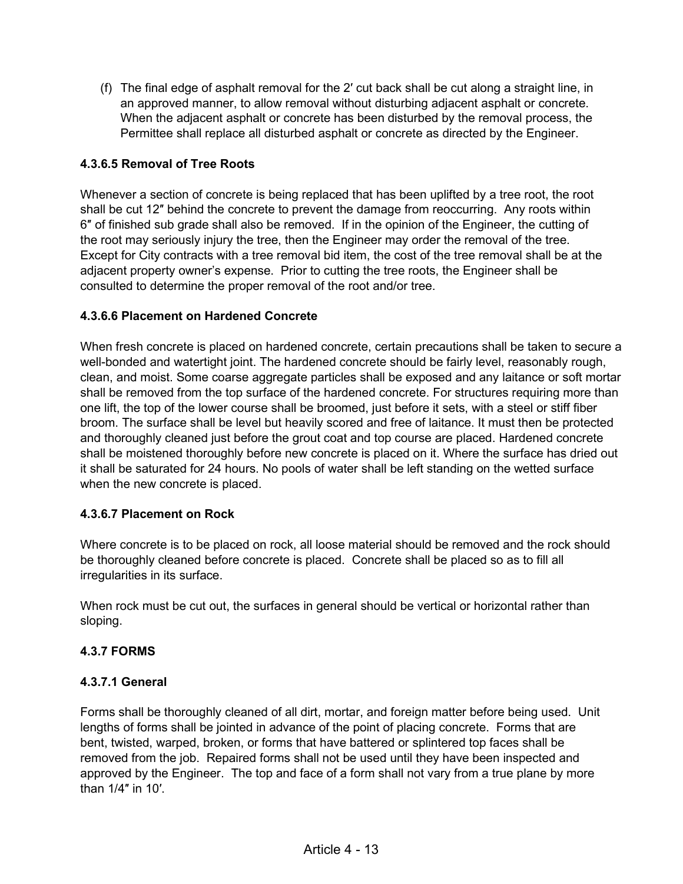(f) The final edge of asphalt removal for the 2′ cut back shall be cut along a straight line, in an approved manner, to allow removal without disturbing adjacent asphalt or concrete. When the adjacent asphalt or concrete has been disturbed by the removal process, the Permittee shall replace all disturbed asphalt or concrete as directed by the Engineer.

#### 4.3.6.5 Removal of Tree Roots

Whenever a section of concrete is being replaced that has been uplifted by a tree root, the root shall be cut 12″ behind the concrete to prevent the damage from reoccurring. Any roots within 6″ of finished sub grade shall also be removed. If in the opinion of the Engineer, the cutting of the root may seriously injury the tree, then the Engineer may order the removal of the tree. Except for City contracts with a tree removal bid item, the cost of the tree removal shall be at the adjacent property owner's expense. Prior to cutting the tree roots, the Engineer shall be consulted to determine the proper removal of the root and/or tree.

#### 4.3.6.6 Placement on Hardened Concrete

When fresh concrete is placed on hardened concrete, certain precautions shall be taken to secure a well-bonded and watertight joint. The hardened concrete should be fairly level, reasonably rough, clean, and moist. Some coarse aggregate particles shall be exposed and any laitance or soft mortar shall be removed from the top surface of the hardened concrete. For structures requiring more than one lift, the top of the lower course shall be broomed, just before it sets, with a steel or stiff fiber broom. The surface shall be level but heavily scored and free of laitance. It must then be protected and thoroughly cleaned just before the grout coat and top course are placed. Hardened concrete shall be moistened thoroughly before new concrete is placed on it. Where the surface has dried out it shall be saturated for 24 hours. No pools of water shall be left standing on the wetted surface when the new concrete is placed.

#### 4.3.6.7 Placement on Rock

Where concrete is to be placed on rock, all loose material should be removed and the rock should be thoroughly cleaned before concrete is placed. Concrete shall be placed so as to fill all irregularities in its surface.

When rock must be cut out, the surfaces in general should be vertical or horizontal rather than sloping.

### 4.3.7 FORMS

#### 4.3.7.1 General

Forms shall be thoroughly cleaned of all dirt, mortar, and foreign matter before being used. Unit lengths of forms shall be jointed in advance of the point of placing concrete. Forms that are bent, twisted, warped, broken, or forms that have battered or splintered top faces shall be removed from the job. Repaired forms shall not be used until they have been inspected and approved by the Engineer. The top and face of a form shall not vary from a true plane by more than 1/4″ in 10′.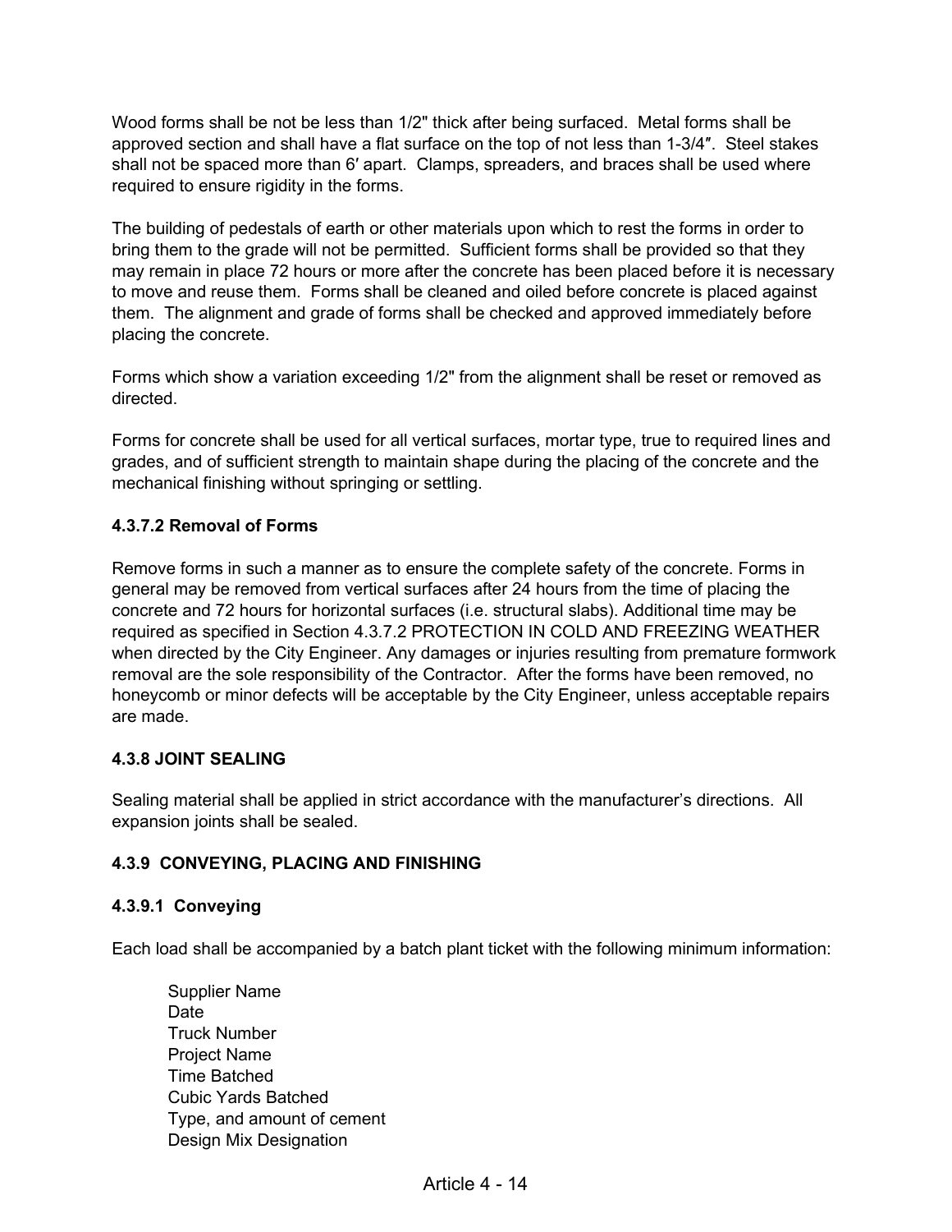Wood forms shall be not be less than 1/2" thick after being surfaced. Metal forms shall be approved section and shall have a flat surface on the top of not less than 1-3/4″. Steel stakes shall not be spaced more than 6′ apart. Clamps, spreaders, and braces shall be used where required to ensure rigidity in the forms.

The building of pedestals of earth or other materials upon which to rest the forms in order to bring them to the grade will not be permitted. Sufficient forms shall be provided so that they may remain in place 72 hours or more after the concrete has been placed before it is necessary to move and reuse them. Forms shall be cleaned and oiled before concrete is placed against them. The alignment and grade of forms shall be checked and approved immediately before placing the concrete.

Forms which show a variation exceeding 1/2" from the alignment shall be reset or removed as directed.

Forms for concrete shall be used for all vertical surfaces, mortar type, true to required lines and grades, and of sufficient strength to maintain shape during the placing of the concrete and the mechanical finishing without springing or settling.

#### 4.3.7.2 Removal of Forms

Remove forms in such a manner as to ensure the complete safety of the concrete. Forms in general may be removed from vertical surfaces after 24 hours from the time of placing the concrete and 72 hours for horizontal surfaces (i.e. structural slabs). Additional time may be required as specified in Section 4.3.7.2 PROTECTION IN COLD AND FREEZING WEATHER when directed by the City Engineer. Any damages or injuries resulting from premature formwork removal are the sole responsibility of the Contractor. After the forms have been removed, no honeycomb or minor defects will be acceptable by the City Engineer, unless acceptable repairs are made.

### 4.3.8 JOINT SEALING

Sealing material shall be applied in strict accordance with the manufacturer's directions. All expansion joints shall be sealed.

### 4.3.9 CONVEYING, PLACING AND FINISHING

#### 4.3.9.1 Conveying

Each load shall be accompanied by a batch plant ticket with the following minimum information:

- Supplier Name
- Date
- Truck Number
- Project Name
- Time Batched
- Cubic Yards Batched
- Type, and amount of cement
- Design Mix Designation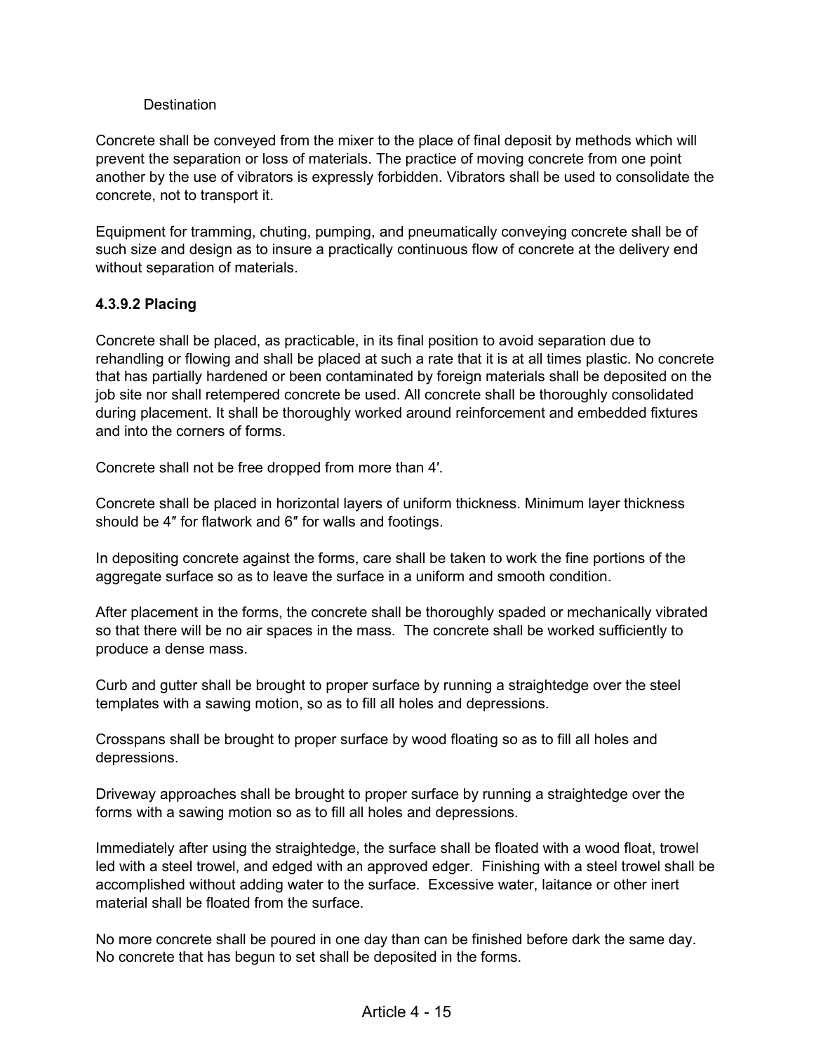Destination

Concrete shall be conveyed from the mixer to the place of final deposit by methods which will prevent the separation or loss of materials. The practice of moving concrete from one point another by the use of vibrators is expressly forbidden. Vibrators shall be used to consolidate the concrete, not to transport it.

Equipment for tramming, chuting, pumping, and pneumatically conveying concrete shall be of such size and design as to insure a practically continuous flow of concrete at the delivery end without separation of materials.

**4.3.9.2 Placing**

Concrete shall be placed, as practicable, in its final position to avoid separation due to rehandling or flowing and shall be placed at such a rate that it is at all times plastic. No concrete that has partially hardened or been contaminated by foreign materials shall be deposited on the job site nor shall retempered concrete be used. All concrete shall be thoroughly consolidated during placement. It shall be thoroughly worked around reinforcement and embedded fixtures and into the corners of forms.

Concrete shall not be free dropped from more than 4′.

Concrete shall be placed in horizontal layers of uniform thickness. Minimum layer thickness should be 4″ for flatwork and 6″ for walls and footings.

In depositing concrete against the forms, care shall be taken to work the fine portions of the aggregate surface so as to leave the surface in a uniform and smooth condition.

After placement in the forms, the concrete shall be thoroughly spaded or mechanically vibrated so that there will be no air spaces in the mass. The concrete shall be worked sufficiently to produce a dense mass.

Curb and gutter shall be brought to proper surface by running a straightedge over the steel templates with a sawing motion, so as to fill all holes and depressions.

Crosspans shall be brought to proper surface by wood floating so as to fill all holes and depressions.

Driveway approaches shall be brought to proper surface by running a straightedge over the forms with a sawing motion so as to fill all holes and depressions.

Immediately after using the straightedge, the surface shall be floated with a wood float, trowel led with a steel trowel, and edged with an approved edger. Finishing with a steel trowel shall be accomplished without adding water to the surface. Excessive water, laitance or other inert material shall be floated from the surface.

No more concrete shall be poured in one day than can be finished before dark the same day. No concrete that has begun to set shall be deposited in the forms.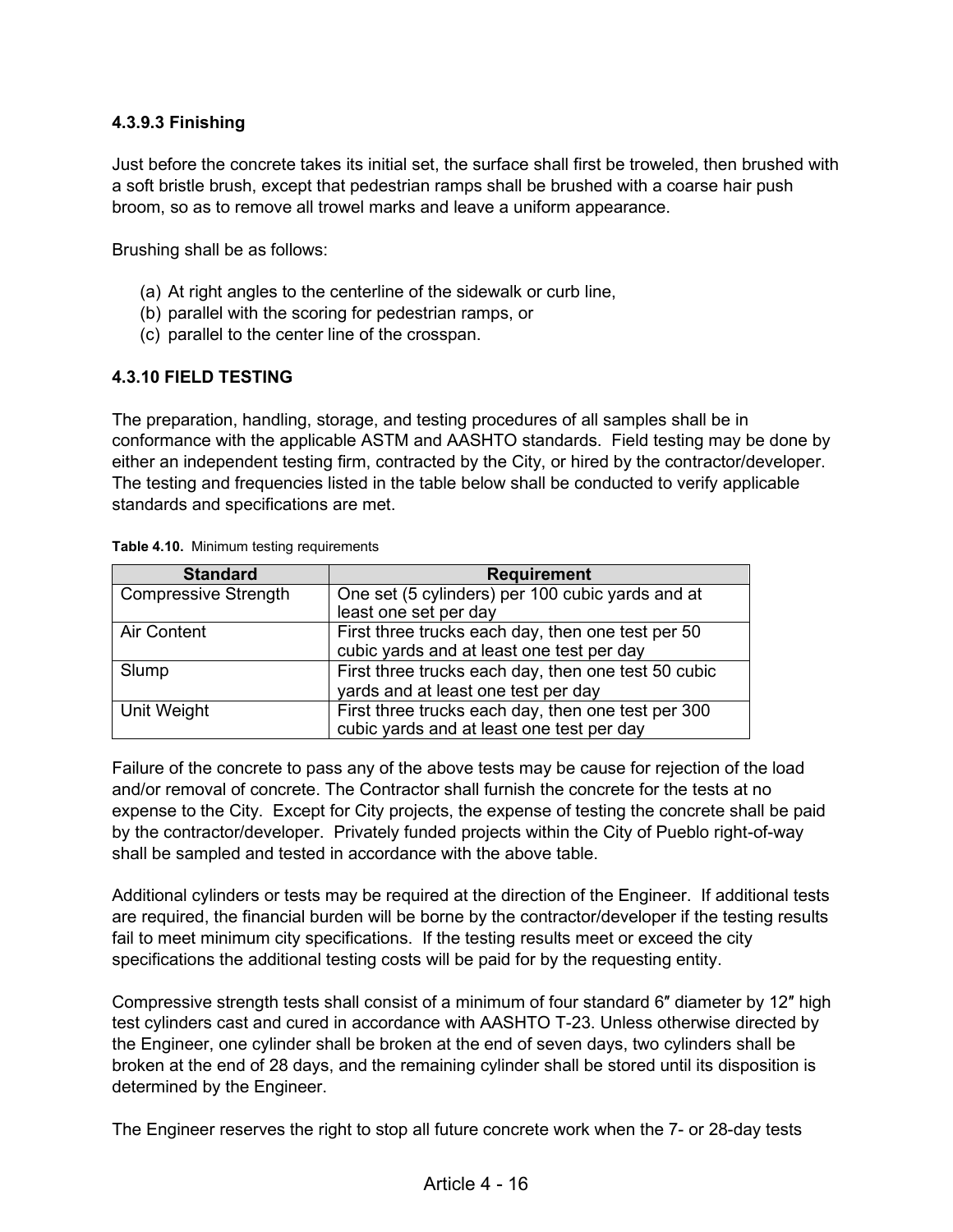### 4.3.9.3 Finishing

Just before the concrete takes its initial set, the surface shall first be troweled, then brushed with a soft bristle brush, except that pedestrian ramps shall be brushed with a coarse hair push broom, so as to remove all trowel marks and leave a uniform appearance.

Brushing shall be as follows:

(a) At right angles to the centerline of the sidewalk or curb line,
(b) parallel with the scoring for pedestrian ramps, or
(c) parallel to the center line of the crosspan.

### 4.3.10 FIELD TESTING

The preparation, handling, storage, and testing procedures of all samples shall be in conformance with the applicable ASTM and AASHTO standards. Field testing may be done by either an independent testing firm, contracted by the City, or hired by the contractor/developer. The testing and frequencies listed in the table below shall be conducted to verify applicable standards and specifications are met.

**Table 4.10.** Minimum testing requirements

| Standard | Requirement |
|---|---|
| Compressive Strength | One set (5 cylinders) per 100 cubic yards and at least one set per day |
| Air Content | First three trucks each day, then one test per 50 cubic yards and at least one test per day |
| Slump | First three trucks each day, then one test 50 cubic yards and at least one test per day |
| Unit Weight | First three trucks each day, then one test per 300 cubic yards and at least one test per day |

Failure of the concrete to pass any of the above tests may be cause for rejection of the load and/or removal of concrete. The Contractor shall furnish the concrete for the tests at no expense to the City. Except for City projects, the expense of testing the concrete shall be paid by the contractor/developer. Privately funded projects within the City of Pueblo right-of-way shall be sampled and tested in accordance with the above table.

Additional cylinders or tests may be required at the direction of the Engineer. If additional tests are required, the financial burden will be borne by the contractor/developer if the testing results fail to meet minimum city specifications. If the testing results meet or exceed the city specifications the additional testing costs will be paid for by the requesting entity.

Compressive strength tests shall consist of a minimum of four standard 6″ diameter by 12″ high test cylinders cast and cured in accordance with AASHTO T-23. Unless otherwise directed by the Engineer, one cylinder shall be broken at the end of seven days, two cylinders shall be broken at the end of 28 days, and the remaining cylinder shall be stored until its disposition is determined by the Engineer.

The Engineer reserves the right to stop all future concrete work when the 7- or 28-day tests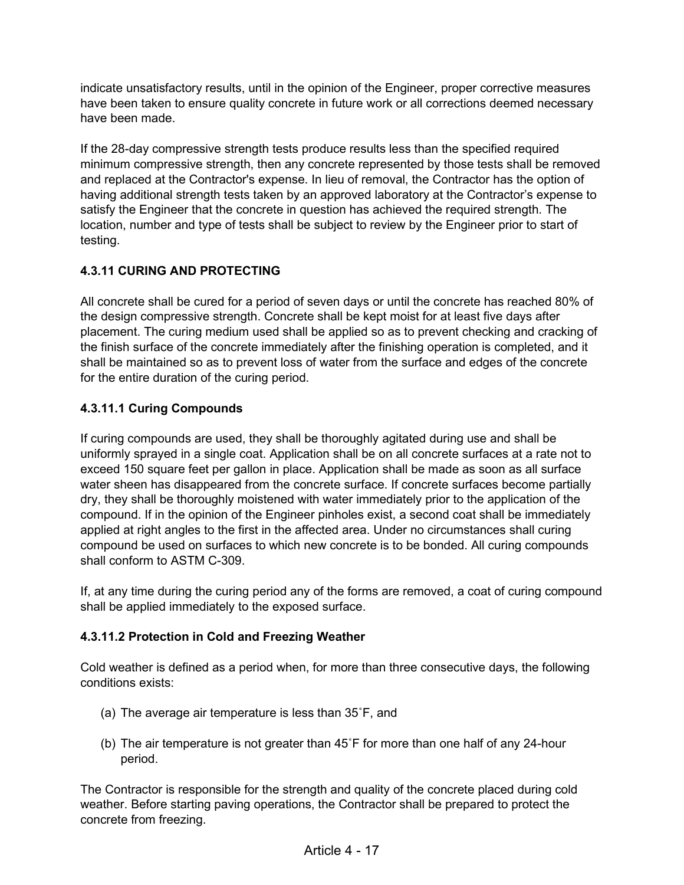indicate unsatisfactory results, until in the opinion of the Engineer, proper corrective measures have been taken to ensure quality concrete in future work or all corrections deemed necessary have been made.

If the 28-day compressive strength tests produce results less than the specified required minimum compressive strength, then any concrete represented by those tests shall be removed and replaced at the Contractor's expense. In lieu of removal, the Contractor has the option of having additional strength tests taken by an approved laboratory at the Contractor's expense to satisfy the Engineer that the concrete in question has achieved the required strength. The location, number and type of tests shall be subject to review by the Engineer prior to start of testing.

### 4.3.11 CURING AND PROTECTING

All concrete shall be cured for a period of seven days or until the concrete has reached 80% of the design compressive strength. Concrete shall be kept moist for at least five days after placement. The curing medium used shall be applied so as to prevent checking and cracking of the finish surface of the concrete immediately after the finishing operation is completed, and it shall be maintained so as to prevent loss of water from the surface and edges of the concrete for the entire duration of the curing period.

#### 4.3.11.1 Curing Compounds

If curing compounds are used, they shall be thoroughly agitated during use and shall be uniformly sprayed in a single coat. Application shall be on all concrete surfaces at a rate not to exceed 150 square feet per gallon in place. Application shall be made as soon as all surface water sheen has disappeared from the concrete surface. If concrete surfaces become partially dry, they shall be thoroughly moistened with water immediately prior to the application of the compound. If in the opinion of the Engineer pinholes exist, a second coat shall be immediately applied at right angles to the first in the affected area. Under no circumstances shall curing compound be used on surfaces to which new concrete is to be bonded. All curing compounds shall conform to ASTM C-309.

If, at any time during the curing period any of the forms are removed, a coat of curing compound shall be applied immediately to the exposed surface.

#### 4.3.11.2 Protection in Cold and Freezing Weather

Cold weather is defined as a period when, for more than three consecutive days, the following conditions exists:

(a) The average air temperature is less than 35˚F, and

(b) The air temperature is not greater than 45˚F for more than one half of any 24-hour period.

The Contractor is responsible for the strength and quality of the concrete placed during cold weather. Before starting paving operations, the Contractor shall be prepared to protect the concrete from freezing.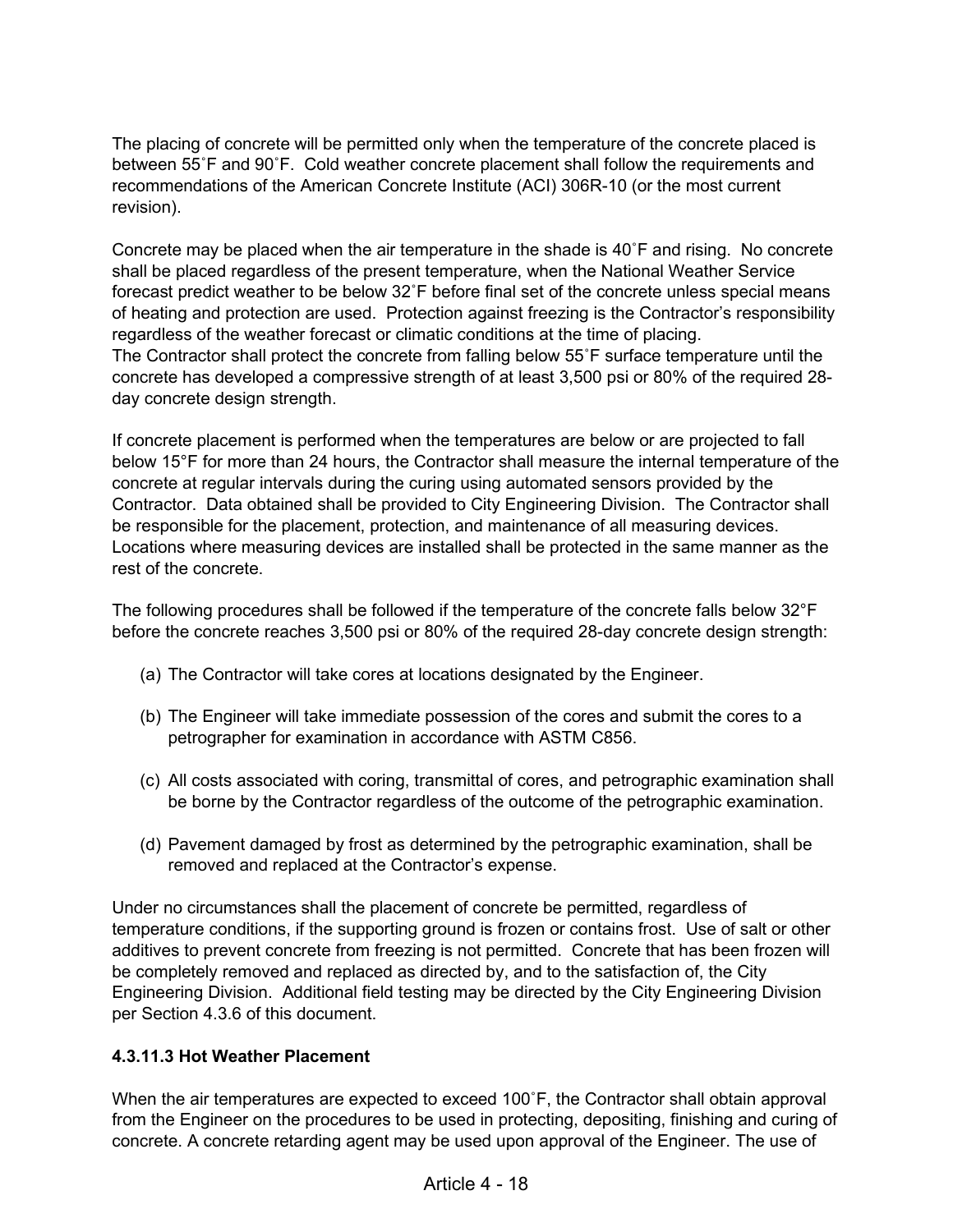The placing of concrete will be permitted only when the temperature of the concrete placed is between 55˚F and 90˚F. Cold weather concrete placement shall follow the requirements and recommendations of the American Concrete Institute (ACI) 306R-10 (or the most current revision).

Concrete may be placed when the air temperature in the shade is 40˚F and rising. No concrete shall be placed regardless of the present temperature, when the National Weather Service forecast predict weather to be below 32˚F before final set of the concrete unless special means of heating and protection are used. Protection against freezing is the Contractor's responsibility regardless of the weather forecast or climatic conditions at the time of placing.
The Contractor shall protect the concrete from falling below 55˚F surface temperature until the concrete has developed a compressive strength of at least 3,500 psi or 80% of the required 28-day concrete design strength.

If concrete placement is performed when the temperatures are below or are projected to fall below 15°F for more than 24 hours, the Contractor shall measure the internal temperature of the concrete at regular intervals during the curing using automated sensors provided by the Contractor. Data obtained shall be provided to City Engineering Division. The Contractor shall be responsible for the placement, protection, and maintenance of all measuring devices. Locations where measuring devices are installed shall be protected in the same manner as the rest of the concrete.

The following procedures shall be followed if the temperature of the concrete falls below 32°F before the concrete reaches 3,500 psi or 80% of the required 28-day concrete design strength:

(a) The Contractor will take cores at locations designated by the Engineer.

(b) The Engineer will take immediate possession of the cores and submit the cores to a petrographer for examination in accordance with ASTM C856.

(c) All costs associated with coring, transmittal of cores, and petrographic examination shall be borne by the Contractor regardless of the outcome of the petrographic examination.

(d) Pavement damaged by frost as determined by the petrographic examination, shall be removed and replaced at the Contractor's expense.

Under no circumstances shall the placement of concrete be permitted, regardless of temperature conditions, if the supporting ground is frozen or contains frost. Use of salt or other additives to prevent concrete from freezing is not permitted. Concrete that has been frozen will be completely removed and replaced as directed by, and to the satisfaction of, the City Engineering Division. Additional field testing may be directed by the City Engineering Division per Section 4.3.6 of this document.

#### 4.3.11.3 Hot Weather Placement

When the air temperatures are expected to exceed 100˚F, the Contractor shall obtain approval from the Engineer on the procedures to be used in protecting, depositing, finishing and curing of concrete. A concrete retarding agent may be used upon approval of the Engineer. The use of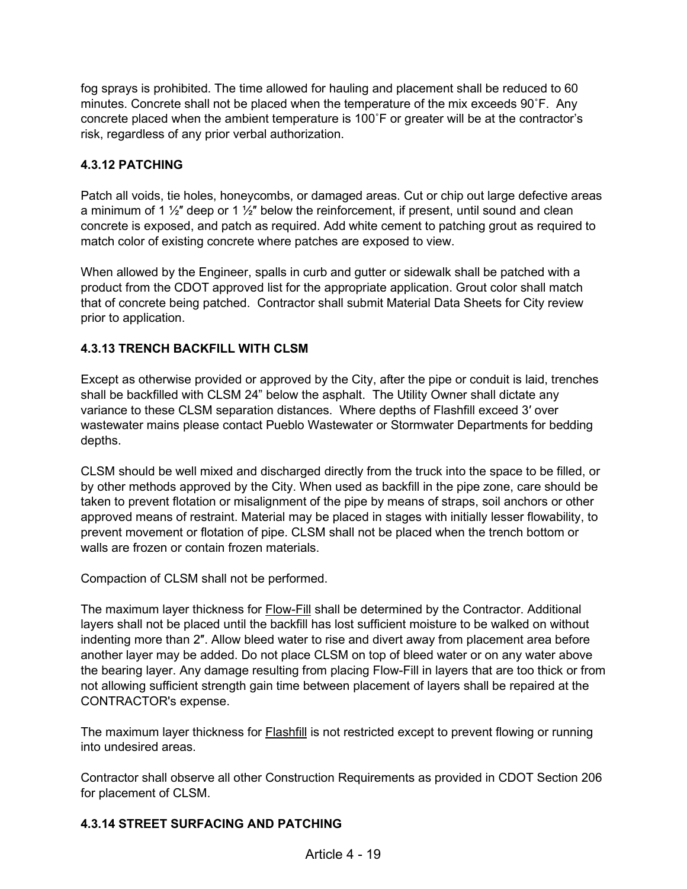fog sprays is prohibited. The time allowed for hauling and placement shall be reduced to 60 minutes. Concrete shall not be placed when the temperature of the mix exceeds 90˚F. Any concrete placed when the ambient temperature is 100˚F or greater will be at the contractor's risk, regardless of any prior verbal authorization.

### 4.3.12 PATCHING

Patch all voids, tie holes, honeycombs, or damaged areas. Cut or chip out large defective areas a minimum of 1 ½″ deep or 1 ½″ below the reinforcement, if present, until sound and clean concrete is exposed, and patch as required. Add white cement to patching grout as required to match color of existing concrete where patches are exposed to view.

When allowed by the Engineer, spalls in curb and gutter or sidewalk shall be patched with a product from the CDOT approved list for the appropriate application. Grout color shall match that of concrete being patched. Contractor shall submit Material Data Sheets for City review prior to application.

### 4.3.13 TRENCH BACKFILL WITH CLSM

Except as otherwise provided or approved by the City, after the pipe or conduit is laid, trenches shall be backfilled with CLSM 24" below the asphalt. The Utility Owner shall dictate any variance to these CLSM separation distances. Where depths of Flashfill exceed 3′ over wastewater mains please contact Pueblo Wastewater or Stormwater Departments for bedding depths.

CLSM should be well mixed and discharged directly from the truck into the space to be filled, or by other methods approved by the City. When used as backfill in the pipe zone, care should be taken to prevent flotation or misalignment of the pipe by means of straps, soil anchors or other approved means of restraint. Material may be placed in stages with initially lesser flowability, to prevent movement or flotation of pipe. CLSM shall not be placed when the trench bottom or walls are frozen or contain frozen materials.

Compaction of CLSM shall not be performed.

The maximum layer thickness for <u>Flow-Fill</u> shall be determined by the Contractor. Additional layers shall not be placed until the backfill has lost sufficient moisture to be walked on without indenting more than 2″. Allow bleed water to rise and divert away from placement area before another layer may be added. Do not place CLSM on top of bleed water or on any water above the bearing layer. Any damage resulting from placing Flow-Fill in layers that are too thick or from not allowing sufficient strength gain time between placement of layers shall be repaired at the CONTRACTOR's expense.

The maximum layer thickness for <u>Flashfill</u> is not restricted except to prevent flowing or running into undesired areas.

Contractor shall observe all other Construction Requirements as provided in CDOT Section 206 for placement of CLSM.

### 4.3.14 STREET SURFACING AND PATCHING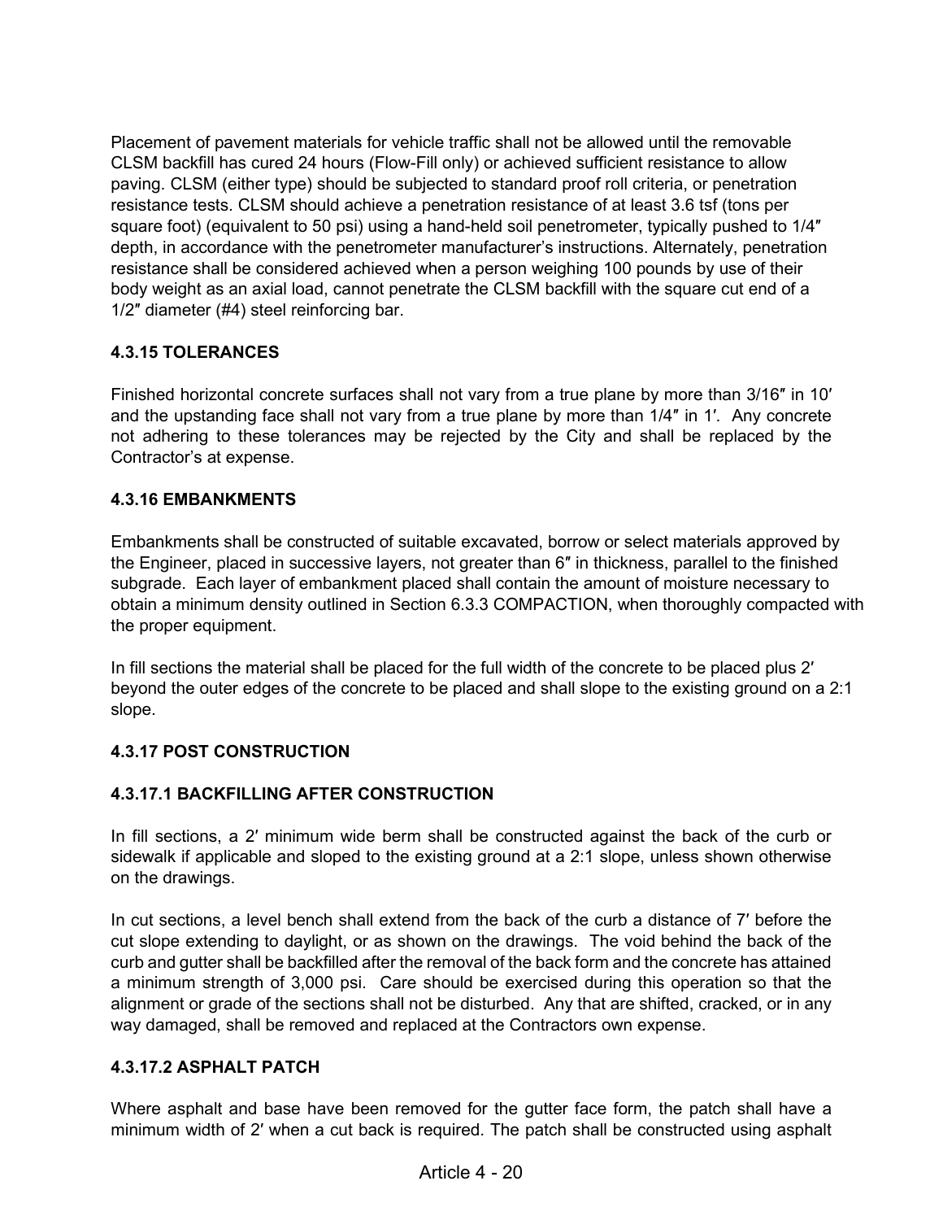Placement of pavement materials for vehicle traffic shall not be allowed until the removable CLSM backfill has cured 24 hours (Flow-Fill only) or achieved sufficient resistance to allow paving. CLSM (either type) should be subjected to standard proof roll criteria, or penetration resistance tests. CLSM should achieve a penetration resistance of at least 3.6 tsf (tons per square foot) (equivalent to 50 psi) using a hand-held soil penetrometer, typically pushed to 1/4″ depth, in accordance with the penetrometer manufacturer's instructions. Alternately, penetration resistance shall be considered achieved when a person weighing 100 pounds by use of their body weight as an axial load, cannot penetrate the CLSM backfill with the square cut end of a 1/2″ diameter (#4) steel reinforcing bar.

### 4.3.15 TOLERANCES

Finished horizontal concrete surfaces shall not vary from a true plane by more than 3/16″ in 10′ and the upstanding face shall not vary from a true plane by more than 1/4″ in 1′. Any concrete not adhering to these tolerances may be rejected by the City and shall be replaced by the Contractor's at expense.

### 4.3.16 EMBANKMENTS

Embankments shall be constructed of suitable excavated, borrow or select materials approved by the Engineer, placed in successive layers, not greater than 6″ in thickness, parallel to the finished subgrade. Each layer of embankment placed shall contain the amount of moisture necessary to obtain a minimum density outlined in Section 6.3.3 COMPACTION, when thoroughly compacted with the proper equipment.

In fill sections the material shall be placed for the full width of the concrete to be placed plus 2′ beyond the outer edges of the concrete to be placed and shall slope to the existing ground on a 2:1 slope.

### 4.3.17 POST CONSTRUCTION

#### 4.3.17.1 BACKFILLING AFTER CONSTRUCTION

In fill sections, a 2′ minimum wide berm shall be constructed against the back of the curb or sidewalk if applicable and sloped to the existing ground at a 2:1 slope, unless shown otherwise on the drawings.

In cut sections, a level bench shall extend from the back of the curb a distance of 7′ before the cut slope extending to daylight, or as shown on the drawings. The void behind the back of the curb and gutter shall be backfilled after the removal of the back form and the concrete has attained a minimum strength of 3,000 psi. Care should be exercised during this operation so that the alignment or grade of the sections shall not be disturbed. Any that are shifted, cracked, or in any way damaged, shall be removed and replaced at the Contractors own expense.

#### 4.3.17.2 ASPHALT PATCH

Where asphalt and base have been removed for the gutter face form, the patch shall have a minimum width of 2′ when a cut back is required. The patch shall be constructed using asphalt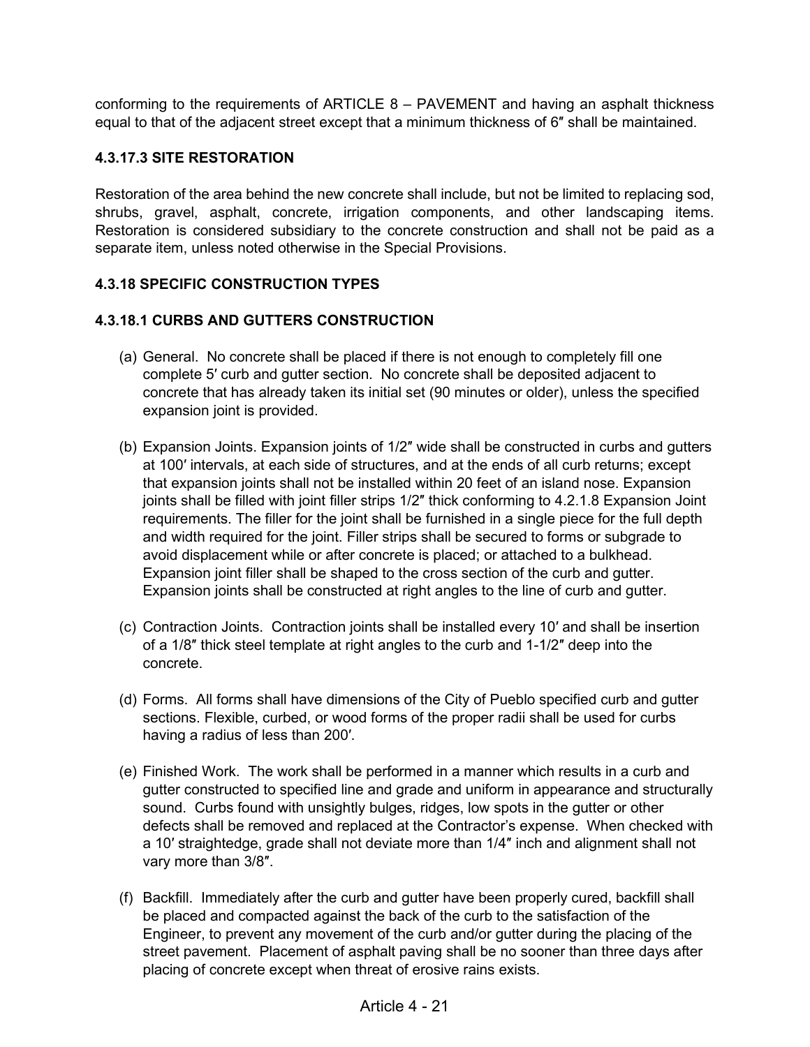conforming to the requirements of ARTICLE 8 – PAVEMENT and having an asphalt thickness equal to that of the adjacent street except that a minimum thickness of 6″ shall be maintained.

### 4.3.17.3 SITE RESTORATION

Restoration of the area behind the new concrete shall include, but not be limited to replacing sod, shrubs, gravel, asphalt, concrete, irrigation components, and other landscaping items. Restoration is considered subsidiary to the concrete construction and shall not be paid as a separate item, unless noted otherwise in the Special Provisions.

### 4.3.18 SPECIFIC CONSTRUCTION TYPES

### 4.3.18.1 CURBS AND GUTTERS CONSTRUCTION

(a) General. No concrete shall be placed if there is not enough to completely fill one complete 5′ curb and gutter section. No concrete shall be deposited adjacent to concrete that has already taken its initial set (90 minutes or older), unless the specified expansion joint is provided.

(b) Expansion Joints. Expansion joints of 1/2″ wide shall be constructed in curbs and gutters at 100′ intervals, at each side of structures, and at the ends of all curb returns; except that expansion joints shall not be installed within 20 feet of an island nose. Expansion joints shall be filled with joint filler strips 1/2″ thick conforming to 4.2.1.8 Expansion Joint requirements. The filler for the joint shall be furnished in a single piece for the full depth and width required for the joint. Filler strips shall be secured to forms or subgrade to avoid displacement while or after concrete is placed; or attached to a bulkhead. Expansion joint filler shall be shaped to the cross section of the curb and gutter. Expansion joints shall be constructed at right angles to the line of curb and gutter.

(c) Contraction Joints. Contraction joints shall be installed every 10′ and shall be insertion of a 1/8″ thick steel template at right angles to the curb and 1-1/2″ deep into the concrete.

(d) Forms. All forms shall have dimensions of the City of Pueblo specified curb and gutter sections. Flexible, curbed, or wood forms of the proper radii shall be used for curbs having a radius of less than 200′.

(e) Finished Work. The work shall be performed in a manner which results in a curb and gutter constructed to specified line and grade and uniform in appearance and structurally sound. Curbs found with unsightly bulges, ridges, low spots in the gutter or other defects shall be removed and replaced at the Contractor's expense. When checked with a 10′ straightedge, grade shall not deviate more than 1/4″ inch and alignment shall not vary more than 3/8″.

(f) Backfill. Immediately after the curb and gutter have been properly cured, backfill shall be placed and compacted against the back of the curb to the satisfaction of the Engineer, to prevent any movement of the curb and/or gutter during the placing of the street pavement. Placement of asphalt paving shall be no sooner than three days after placing of concrete except when threat of erosive rains exists.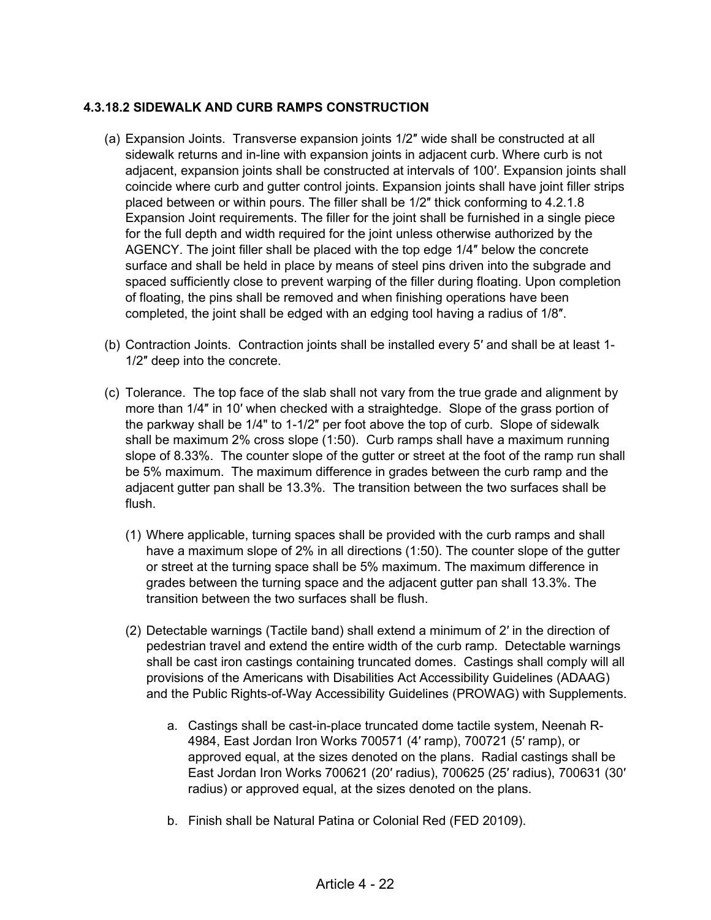#### 4.3.18.2 SIDEWALK AND CURB RAMPS CONSTRUCTION

(a) Expansion Joints. Transverse expansion joints 1/2″ wide shall be constructed at all sidewalk returns and in-line with expansion joints in adjacent curb. Where curb is not adjacent, expansion joints shall be constructed at intervals of 100′. Expansion joints shall coincide where curb and gutter control joints. Expansion joints shall have joint filler strips placed between or within pours. The filler shall be 1/2″ thick conforming to 4.2.1.8 Expansion Joint requirements. The filler for the joint shall be furnished in a single piece for the full depth and width required for the joint unless otherwise authorized by the AGENCY. The joint filler shall be placed with the top edge 1/4″ below the concrete surface and shall be held in place by means of steel pins driven into the subgrade and spaced sufficiently close to prevent warping of the filler during floating. Upon completion of floating, the pins shall be removed and when finishing operations have been completed, the joint shall be edged with an edging tool having a radius of 1/8″.

(b) Contraction Joints. Contraction joints shall be installed every 5′ and shall be at least 1-1/2″ deep into the concrete.

(c) Tolerance. The top face of the slab shall not vary from the true grade and alignment by more than 1/4″ in 10′ when checked with a straightedge. Slope of the grass portion of the parkway shall be 1/4" to 1-1/2″ per foot above the top of curb. Slope of sidewalk shall be maximum 2% cross slope (1:50). Curb ramps shall have a maximum running slope of 8.33%. The counter slope of the gutter or street at the foot of the ramp run shall be 5% maximum. The maximum difference in grades between the curb ramp and the adjacent gutter pan shall be 13.3%. The transition between the two surfaces shall be flush.

   (1) Where applicable, turning spaces shall be provided with the curb ramps and shall have a maximum slope of 2% in all directions (1:50). The counter slope of the gutter or street at the turning space shall be 5% maximum. The maximum difference in grades between the turning space and the adjacent gutter pan shall 13.3%. The transition between the two surfaces shall be flush.

   (2) Detectable warnings (Tactile band) shall extend a minimum of 2′ in the direction of pedestrian travel and extend the entire width of the curb ramp. Detectable warnings shall be cast iron castings containing truncated domes. Castings shall comply will all provisions of the Americans with Disabilities Act Accessibility Guidelines (ADAAG) and the Public Rights-of-Way Accessibility Guidelines (PROWAG) with Supplements.

      a. Castings shall be cast-in-place truncated dome tactile system, Neenah R-4984, East Jordan Iron Works 700571 (4′ ramp), 700721 (5′ ramp), or approved equal, at the sizes denoted on the plans. Radial castings shall be East Jordan Iron Works 700621 (20′ radius), 700625 (25′ radius), 700631 (30′ radius) or approved equal, at the sizes denoted on the plans.

      b. Finish shall be Natural Patina or Colonial Red (FED 20109).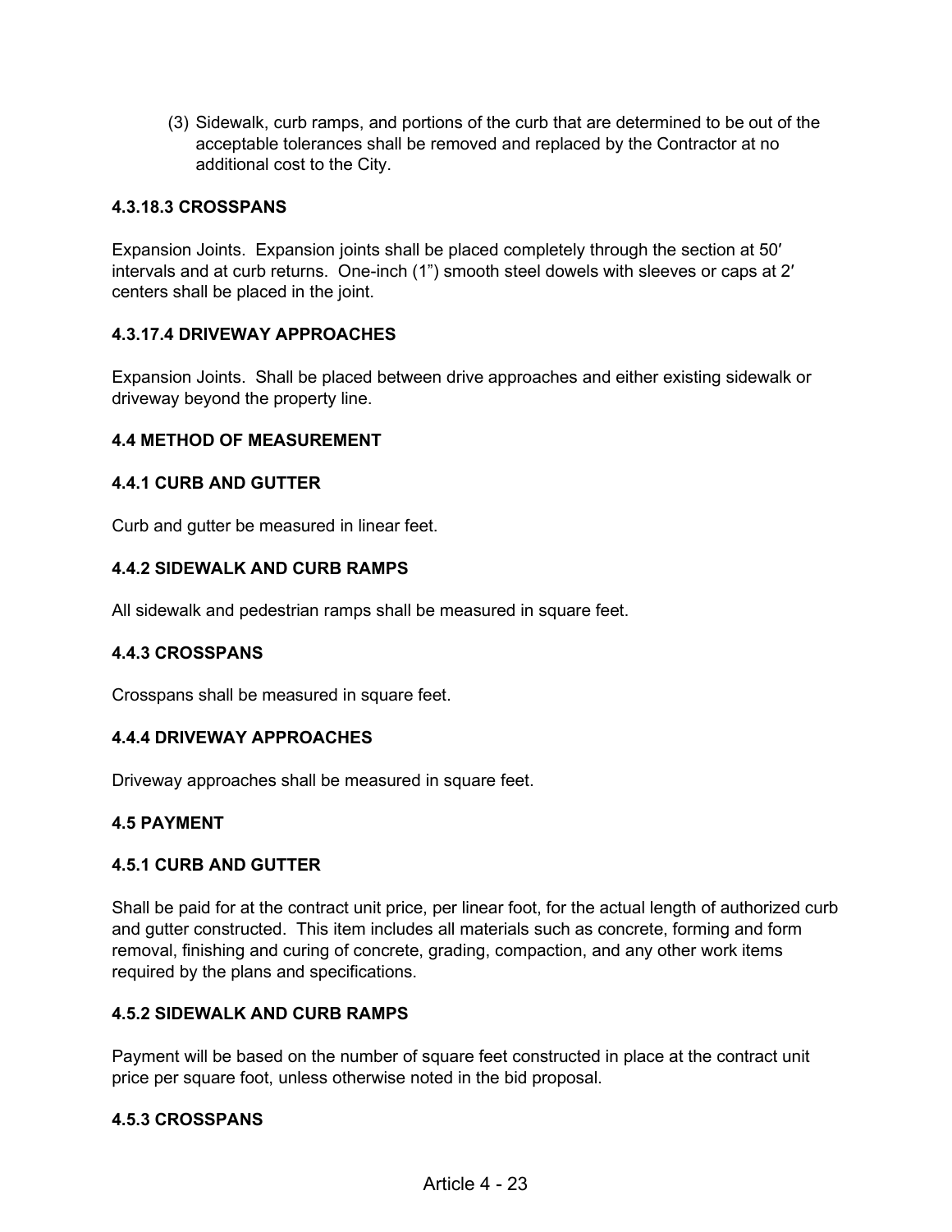(3) Sidewalk, curb ramps, and portions of the curb that are determined to be out of the acceptable tolerances shall be removed and replaced by the Contractor at no additional cost to the City.

**4.3.18.3 CROSSPANS**

Expansion Joints. Expansion joints shall be placed completely through the section at 50′ intervals and at curb returns. One-inch (1") smooth steel dowels with sleeves or caps at 2′ centers shall be placed in the joint.

**4.3.17.4 DRIVEWAY APPROACHES**

Expansion Joints. Shall be placed between drive approaches and either existing sidewalk or driveway beyond the property line.

**4.4 METHOD OF MEASUREMENT**

**4.4.1 CURB AND GUTTER**

Curb and gutter be measured in linear feet.

**4.4.2 SIDEWALK AND CURB RAMPS**

All sidewalk and pedestrian ramps shall be measured in square feet.

**4.4.3 CROSSPANS**

Crosspans shall be measured in square feet.

**4.4.4 DRIVEWAY APPROACHES**

Driveway approaches shall be measured in square feet.

**4.5 PAYMENT**

**4.5.1 CURB AND GUTTER**

Shall be paid for at the contract unit price, per linear foot, for the actual length of authorized curb and gutter constructed. This item includes all materials such as concrete, forming and form removal, finishing and curing of concrete, grading, compaction, and any other work items required by the plans and specifications.

**4.5.2 SIDEWALK AND CURB RAMPS**

Payment will be based on the number of square feet constructed in place at the contract unit price per square foot, unless otherwise noted in the bid proposal.

**4.5.3 CROSSPANS**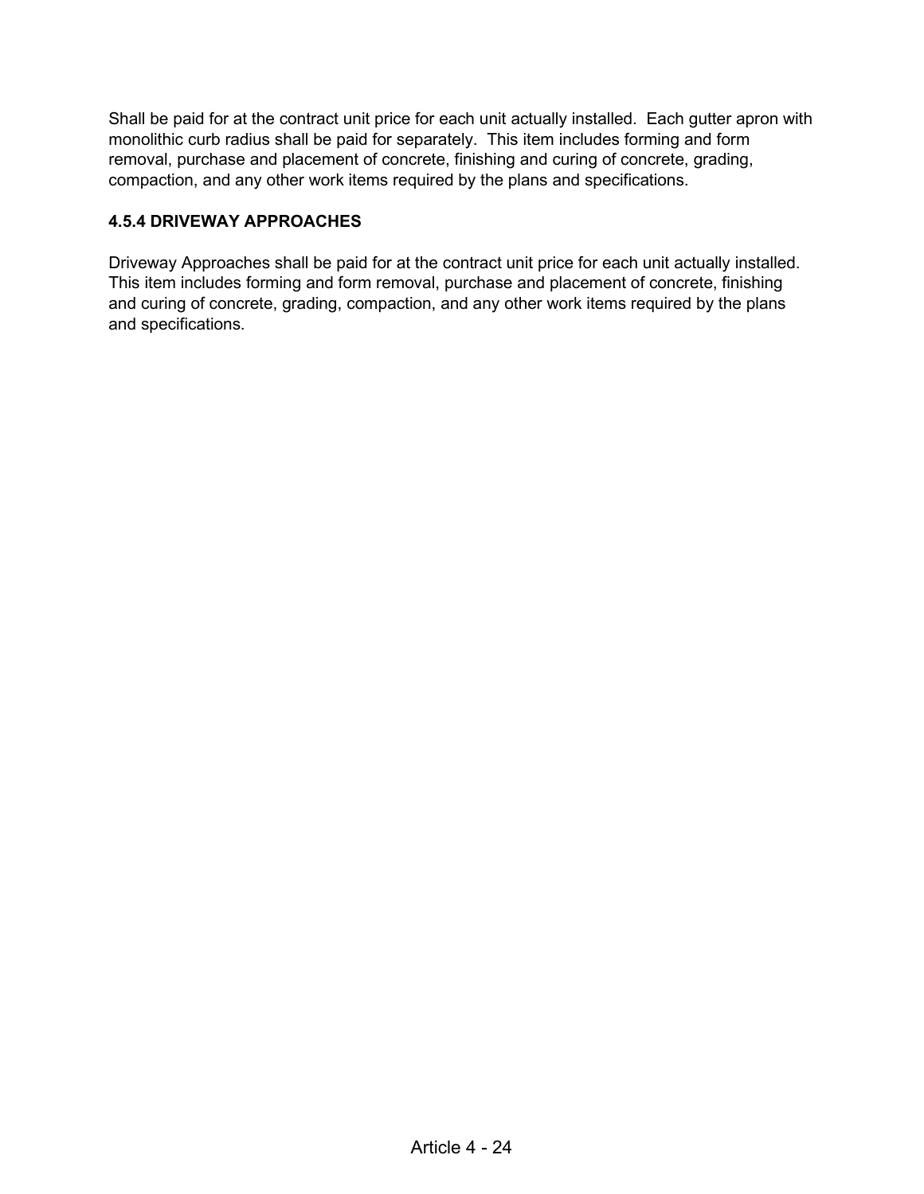Shall be paid for at the contract unit price for each unit actually installed. Each gutter apron with monolithic curb radius shall be paid for separately. This item includes forming and form removal, purchase and placement of concrete, finishing and curing of concrete, grading, compaction, and any other work items required by the plans and specifications.

### 4.5.4 DRIVEWAY APPROACHES

Driveway Approaches shall be paid for at the contract unit price for each unit actually installed. This item includes forming and form removal, purchase and placement of concrete, finishing and curing of concrete, grading, compaction, and any other work items required by the plans and specifications.